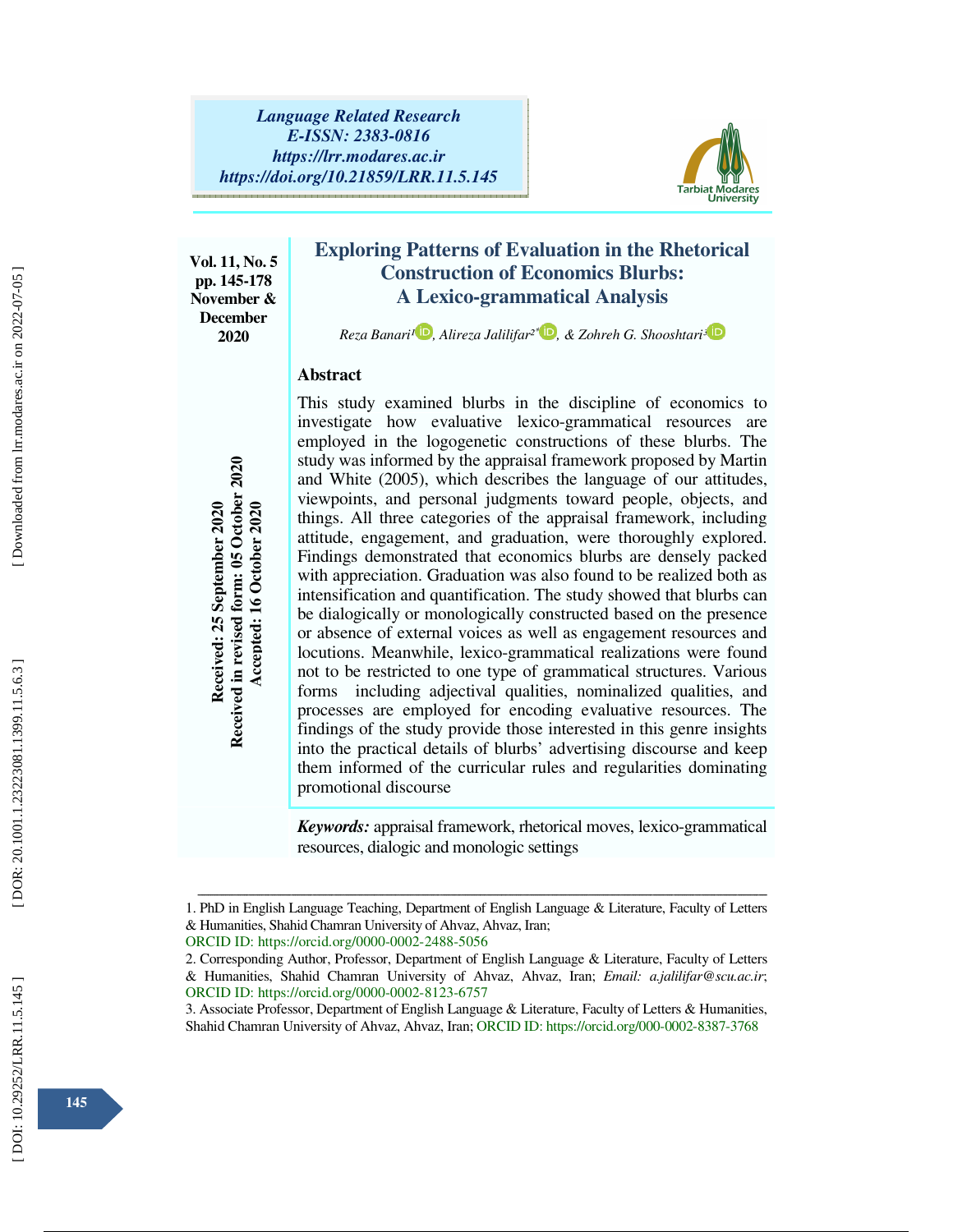Language Related Research
E-ISSN: 2383-0816
https://lrr.modares.ac.ir
https://doi.org/10.21859/LRR.11.5.145

Vol. 11, No. 5
pp. 145-178
November & December 2020

# Exploring Patterns of Evaluation in the Rhetorical Construction of Economics Blurbs: A Lexico-grammatical Analysis

*Reza Banari*[1], *Alireza Jalilifar*[2*], *& Zohreh G. Shooshtari*[3]

Received: 25 September 2020
Received in revised form: 05 October 2020
Accepted: 16 October 2020

## Abstract

This study examined blurbs in the discipline of economics to investigate how evaluative lexico-grammatical resources are employed in the logogenetic constructions of these blurbs. The study was informed by the appraisal framework proposed by Martin and White (2005), which describes the language of our attitudes, viewpoints, and personal judgments toward people, objects, and things. All three categories of the appraisal framework, including attitude, engagement, and graduation, were thoroughly explored. Findings demonstrated that economics blurbs are densely packed with appreciation. Graduation was also found to be realized both as intensification and quantification. The study showed that blurbs can be dialogically or monologically constructed based on the presence or absence of external voices as well as engagement resources and locutions. Meanwhile, lexico-grammatical realizations were found not to be restricted to one type of grammatical structures. Various forms including adjectival qualities, nominalized qualities, and processes are employed for encoding evaluative resources. The findings of the study provide those interested in this genre insights into the practical details of blurbs' advertising discourse and keep them informed of the curricular rules and regularities dominating promotional discourse

***Keywords:*** appraisal framework, rhetorical moves, lexico-grammatical resources, dialogic and monologic settings

---

1. PhD in English Language Teaching, Department of English Language & Literature, Faculty of Letters & Humanities, Shahid Chamran University of Ahvaz, Ahvaz, Iran;
ORCID ID: https://orcid.org/0000-0002-2488-5056

2. Corresponding Author, Professor, Department of English Language & Literature, Faculty of Letters & Humanities, Shahid Chamran University of Ahvaz, Ahvaz, Iran; *Email: a.jalilifar@scu.ac.ir*; ORCID ID: https://orcid.org/0000-0002-8123-6757

3. Associate Professor, Department of English Language & Literature, Faculty of Letters & Humanities, Shahid Chamran University of Ahvaz, Ahvaz, Iran; ORCID ID: https://orcid.org/000-0002-8387-3768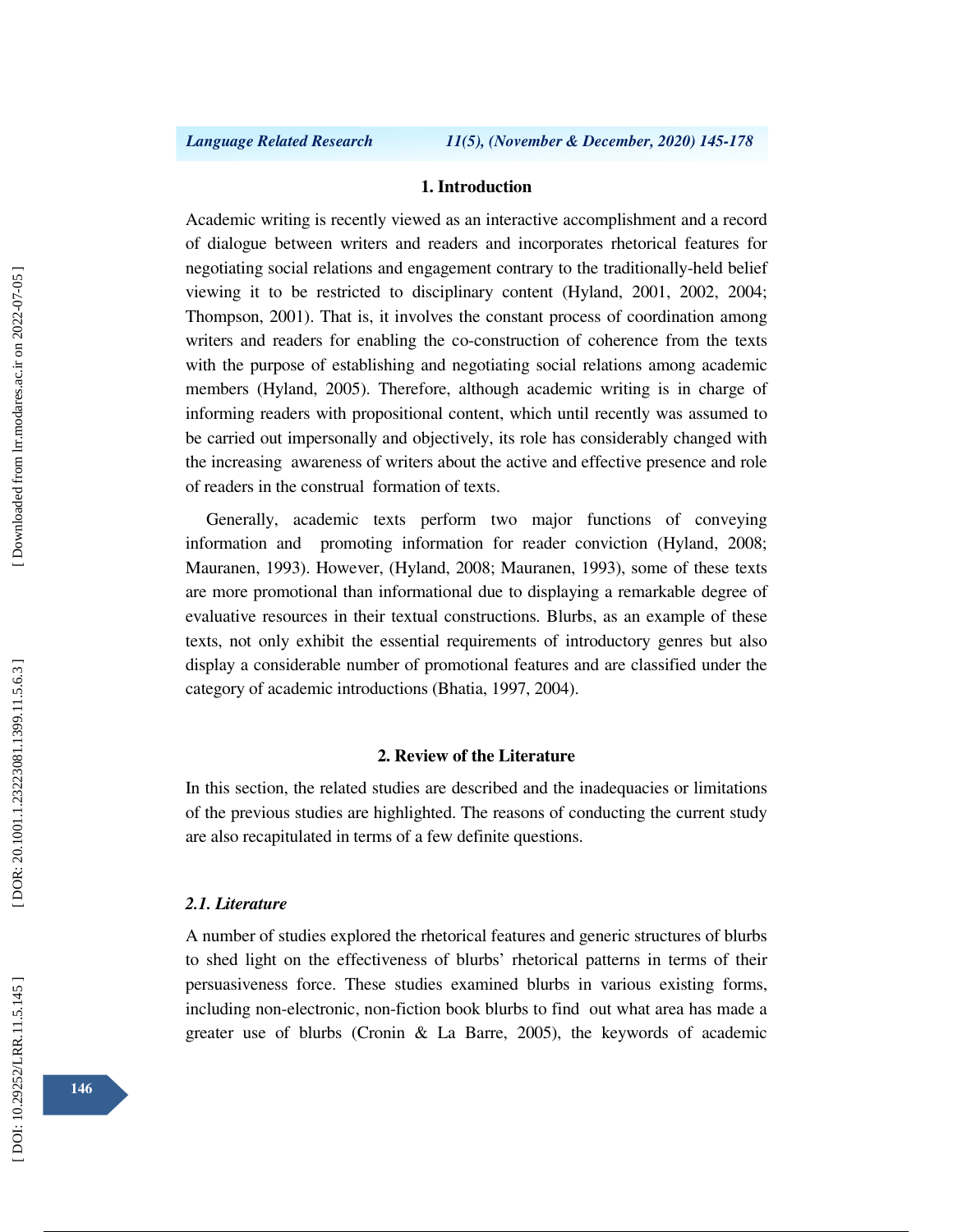## 1. Introduction

Academic writing is recently viewed as an interactive accomplishment and a record of dialogue between writers and readers and incorporates rhetorical features for negotiating social relations and engagement contrary to the traditionally-held belief viewing it to be restricted to disciplinary content (Hyland, 2001, 2002, 2004; Thompson, 2001). That is, it involves the constant process of coordination among writers and readers for enabling the co-construction of coherence from the texts with the purpose of establishing and negotiating social relations among academic members (Hyland, 2005). Therefore, although academic writing is in charge of informing readers with propositional content, which until recently was assumed to be carried out impersonally and objectively, its role has considerably changed with the increasing awareness of writers about the active and effective presence and role of readers in the construal formation of texts.

Generally, academic texts perform two major functions of conveying information and promoting information for reader conviction (Hyland, 2008; Mauranen, 1993). However, (Hyland, 2008; Mauranen, 1993), some of these texts are more promotional than informational due to displaying a remarkable degree of evaluative resources in their textual constructions. Blurbs, as an example of these texts, not only exhibit the essential requirements of introductory genres but also display a considerable number of promotional features and are classified under the category of academic introductions (Bhatia, 1997, 2004).

## 2. Review of the Literature

In this section, the related studies are described and the inadequacies or limitations of the previous studies are highlighted. The reasons of conducting the current study are also recapitulated in terms of a few definite questions.

### *2.1. Literature*

A number of studies explored the rhetorical features and generic structures of blurbs to shed light on the effectiveness of blurbs' rhetorical patterns in terms of their persuasiveness force. These studies examined blurbs in various existing forms, including non-electronic, non-fiction book blurbs to find out what area has made a greater use of blurbs (Cronin & La Barre, 2005), the keywords of academic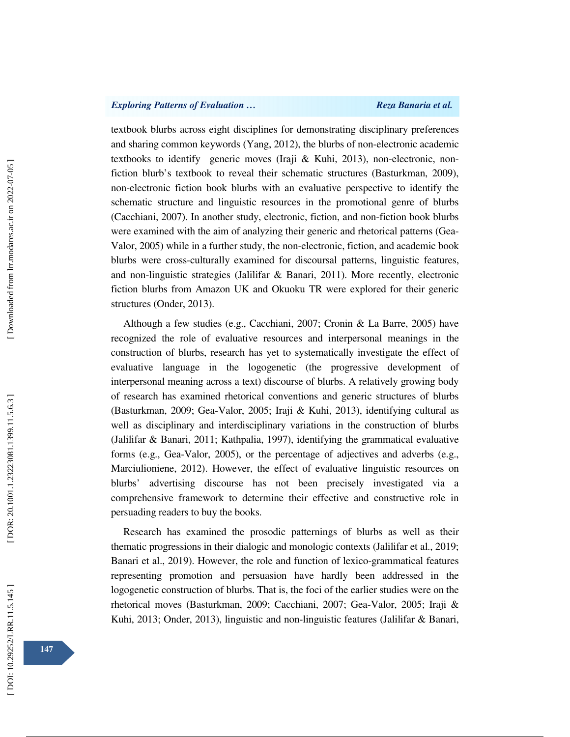textbook blurbs across eight disciplines for demonstrating disciplinary preferences and sharing common keywords (Yang, 2012), the blurbs of non-electronic academic textbooks to identify generic moves (Iraji & Kuhi, 2013), non-electronic, non-fiction blurb's textbook to reveal their schematic structures (Basturkman, 2009), non-electronic fiction book blurbs with an evaluative perspective to identify the schematic structure and linguistic resources in the promotional genre of blurbs (Cacchiani, 2007). In another study, electronic, fiction, and non-fiction book blurbs were examined with the aim of analyzing their generic and rhetorical patterns (Gea-Valor, 2005) while in a further study, the non-electronic, fiction, and academic book blurbs were cross-culturally examined for discoursal patterns, linguistic features, and non-linguistic strategies (Jalilifar & Banari, 2011). More recently, electronic fiction blurbs from Amazon UK and Okuoku TR were explored for their generic structures (Onder, 2013).

Although a few studies (e.g., Cacchiani, 2007; Cronin & La Barre, 2005) have recognized the role of evaluative resources and interpersonal meanings in the construction of blurbs, research has yet to systematically investigate the effect of evaluative language in the logogenetic (the progressive development of interpersonal meaning across a text) discourse of blurbs. A relatively growing body of research has examined rhetorical conventions and generic structures of blurbs (Basturkman, 2009; Gea-Valor, 2005; Iraji & Kuhi, 2013), identifying cultural as well as disciplinary and interdisciplinary variations in the construction of blurbs (Jalilifar & Banari, 2011; Kathpalia, 1997), identifying the grammatical evaluative forms (e.g., Gea-Valor, 2005), or the percentage of adjectives and adverbs (e.g., Marciulioniene, 2012). However, the effect of evaluative linguistic resources on blurbs' advertising discourse has not been precisely investigated via a comprehensive framework to determine their effective and constructive role in persuading readers to buy the books.

Research has examined the prosodic patternings of blurbs as well as their thematic progressions in their dialogic and monologic contexts (Jalilifar et al., 2019; Banari et al., 2019). However, the role and function of lexico-grammatical features representing promotion and persuasion have hardly been addressed in the logogenetic construction of blurbs. That is, the foci of the earlier studies were on the rhetorical moves (Basturkman, 2009; Cacchiani, 2007; Gea-Valor, 2005; Iraji & Kuhi, 2013; Onder, 2013), linguistic and non-linguistic features (Jalilifar & Banari,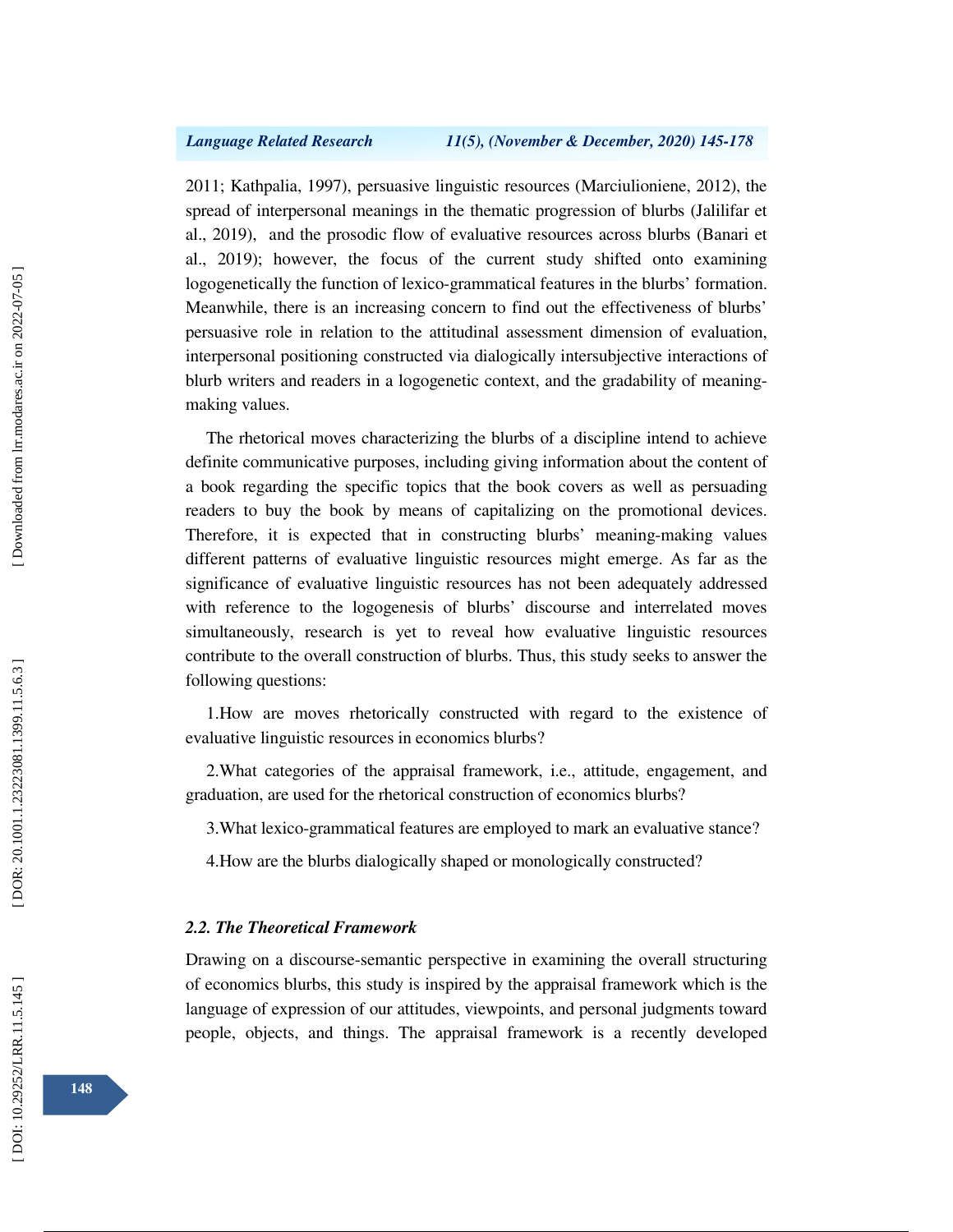2011; Kathpalia, 1997), persuasive linguistic resources (Marciulioniene, 2012), the spread of interpersonal meanings in the thematic progression of blurbs (Jalilifar et al., 2019), and the prosodic flow of evaluative resources across blurbs (Banari et al., 2019); however, the focus of the current study shifted onto examining logogenetically the function of lexico-grammatical features in the blurbs' formation. Meanwhile, there is an increasing concern to find out the effectiveness of blurbs' persuasive role in relation to the attitudinal assessment dimension of evaluation, interpersonal positioning constructed via dialogically intersubjective interactions of blurb writers and readers in a logogenetic context, and the gradability of meaning-making values.

The rhetorical moves characterizing the blurbs of a discipline intend to achieve definite communicative purposes, including giving information about the content of a book regarding the specific topics that the book covers as well as persuading readers to buy the book by means of capitalizing on the promotional devices. Therefore, it is expected that in constructing blurbs' meaning-making values different patterns of evaluative linguistic resources might emerge. As far as the significance of evaluative linguistic resources has not been adequately addressed with reference to the logogenesis of blurbs' discourse and interrelated moves simultaneously, research is yet to reveal how evaluative linguistic resources contribute to the overall construction of blurbs. Thus, this study seeks to answer the following questions:

1. How are moves rhetorically constructed with regard to the existence of evaluative linguistic resources in economics blurbs?

2. What categories of the appraisal framework, i.e., attitude, engagement, and graduation, are used for the rhetorical construction of economics blurbs?

3. What lexico-grammatical features are employed to mark an evaluative stance?

4. How are the blurbs dialogically shaped or monologically constructed?

### *2.2. The Theoretical Framework*

Drawing on a discourse-semantic perspective in examining the overall structuring of economics blurbs, this study is inspired by the appraisal framework which is the language of expression of our attitudes, viewpoints, and personal judgments toward people, objects, and things. The appraisal framework is a recently developed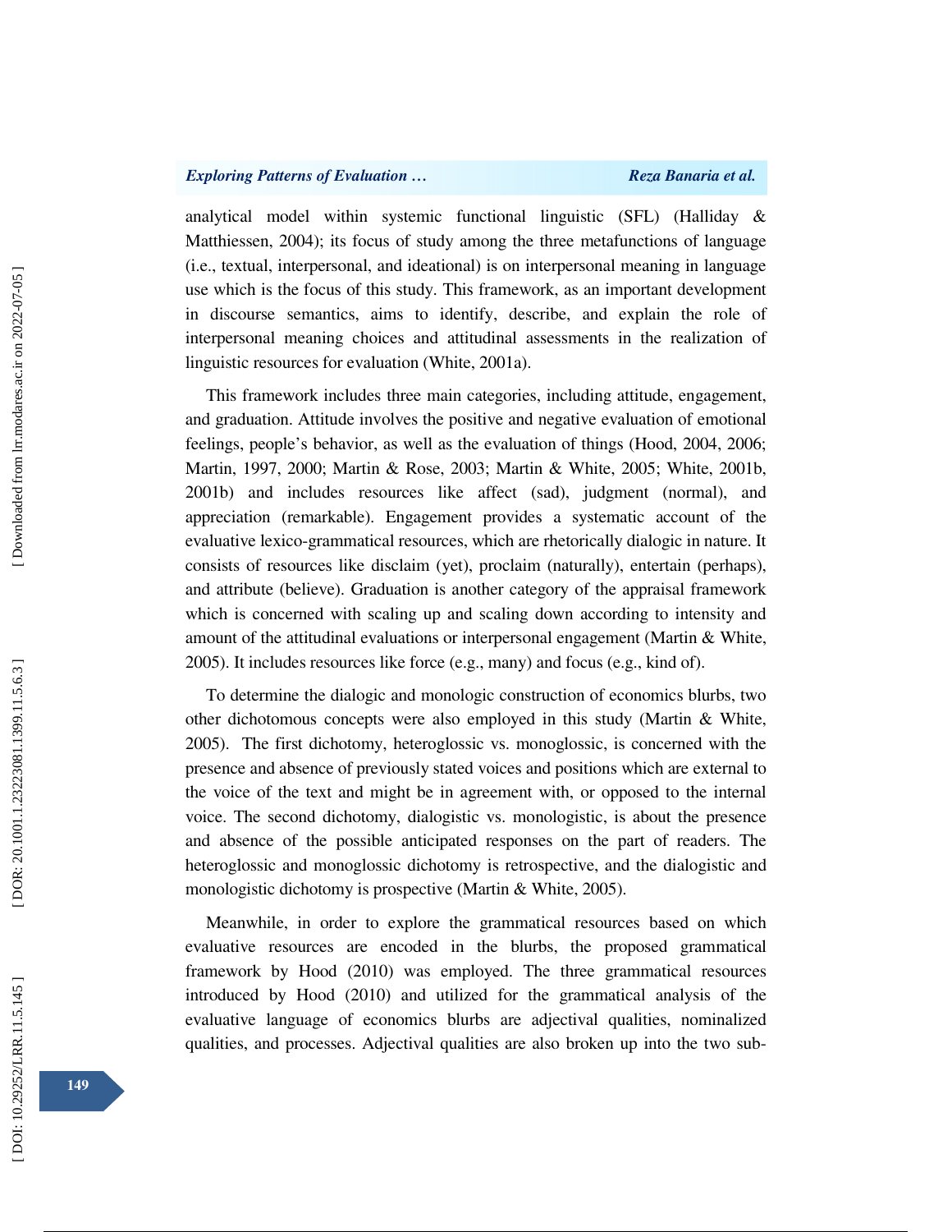analytical model within systemic functional linguistic (SFL) (Halliday & Matthiessen, 2004); its focus of study among the three metafunctions of language (i.e., textual, interpersonal, and ideational) is on interpersonal meaning in language use which is the focus of this study. This framework, as an important development in discourse semantics, aims to identify, describe, and explain the role of interpersonal meaning choices and attitudinal assessments in the realization of linguistic resources for evaluation (White, 2001a).

This framework includes three main categories, including attitude, engagement, and graduation. Attitude involves the positive and negative evaluation of emotional feelings, people's behavior, as well as the evaluation of things (Hood, 2004, 2006; Martin, 1997, 2000; Martin & Rose, 2003; Martin & White, 2005; White, 2001b, 2001b) and includes resources like affect (sad), judgment (normal), and appreciation (remarkable). Engagement provides a systematic account of the evaluative lexico-grammatical resources, which are rhetorically dialogic in nature. It consists of resources like disclaim (yet), proclaim (naturally), entertain (perhaps), and attribute (believe). Graduation is another category of the appraisal framework which is concerned with scaling up and scaling down according to intensity and amount of the attitudinal evaluations or interpersonal engagement (Martin & White, 2005). It includes resources like force (e.g., many) and focus (e.g., kind of).

To determine the dialogic and monologic construction of economics blurbs, two other dichotomous concepts were also employed in this study (Martin & White, 2005). The first dichotomy, heteroglossic vs. monoglossic, is concerned with the presence and absence of previously stated voices and positions which are external to the voice of the text and might be in agreement with, or opposed to the internal voice. The second dichotomy, dialogistic vs. monologistic, is about the presence and absence of the possible anticipated responses on the part of readers. The heteroglossic and monoglossic dichotomy is retrospective, and the dialogistic and monologistic dichotomy is prospective (Martin & White, 2005).

Meanwhile, in order to explore the grammatical resources based on which evaluative resources are encoded in the blurbs, the proposed grammatical framework by Hood (2010) was employed. The three grammatical resources introduced by Hood (2010) and utilized for the grammatical analysis of the evaluative language of economics blurbs are adjectival qualities, nominalized qualities, and processes. Adjectival qualities are also broken up into the two sub-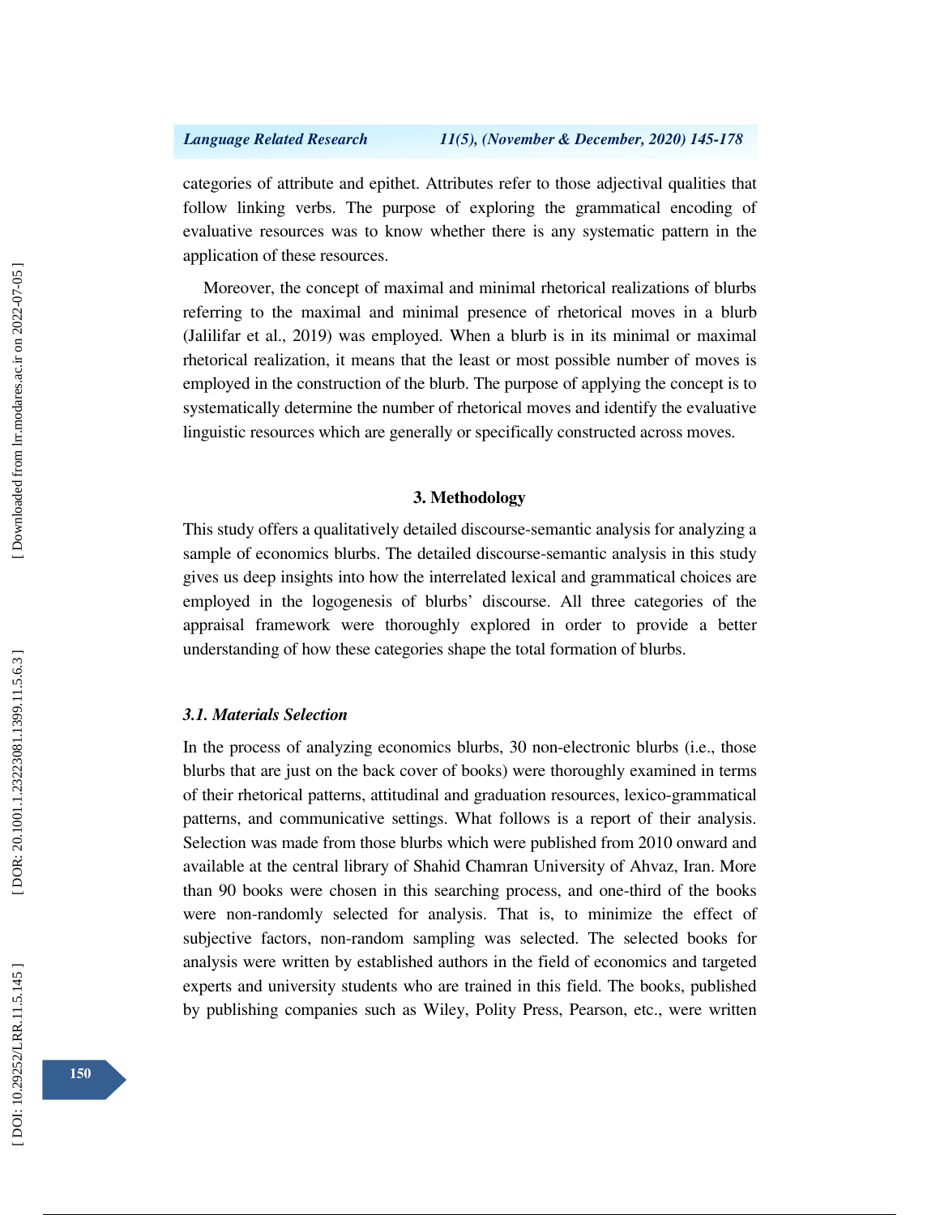categories of attribute and epithet. Attributes refer to those adjectival qualities that follow linking verbs. The purpose of exploring the grammatical encoding of evaluative resources was to know whether there is any systematic pattern in the application of these resources.

Moreover, the concept of maximal and minimal rhetorical realizations of blurbs referring to the maximal and minimal presence of rhetorical moves in a blurb (Jalilifar et al., 2019) was employed. When a blurb is in its minimal or maximal rhetorical realization, it means that the least or most possible number of moves is employed in the construction of the blurb. The purpose of applying the concept is to systematically determine the number of rhetorical moves and identify the evaluative linguistic resources which are generally or specifically constructed across moves.

## 3. Methodology

This study offers a qualitatively detailed discourse-semantic analysis for analyzing a sample of economics blurbs. The detailed discourse-semantic analysis in this study gives us deep insights into how the interrelated lexical and grammatical choices are employed in the logogenesis of blurbs' discourse. All three categories of the appraisal framework were thoroughly explored in order to provide a better understanding of how these categories shape the total formation of blurbs.

### *3.1. Materials Selection*

In the process of analyzing economics blurbs, 30 non-electronic blurbs (i.e., those blurbs that are just on the back cover of books) were thoroughly examined in terms of their rhetorical patterns, attitudinal and graduation resources, lexico-grammatical patterns, and communicative settings. What follows is a report of their analysis. Selection was made from those blurbs which were published from 2010 onward and available at the central library of Shahid Chamran University of Ahvaz, Iran. More than 90 books were chosen in this searching process, and one-third of the books were non-randomly selected for analysis. That is, to minimize the effect of subjective factors, non-random sampling was selected. The selected books for analysis were written by established authors in the field of economics and targeted experts and university students who are trained in this field. The books, published by publishing companies such as Wiley, Polity Press, Pearson, etc., were written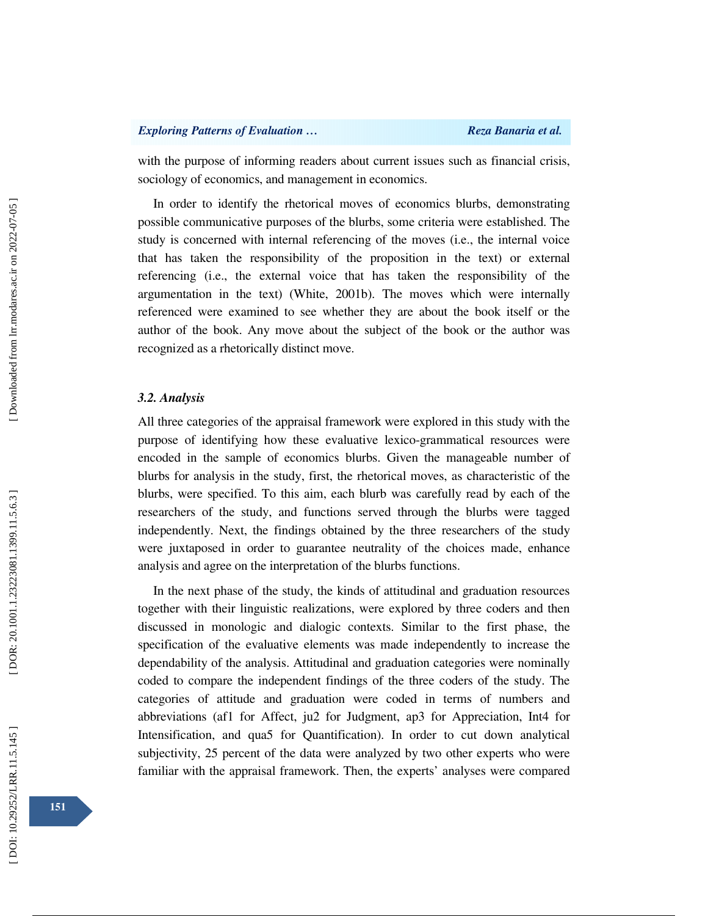with the purpose of informing readers about current issues such as financial crisis, sociology of economics, and management in economics.

In order to identify the rhetorical moves of economics blurbs, demonstrating possible communicative purposes of the blurbs, some criteria were established. The study is concerned with internal referencing of the moves (i.e., the internal voice that has taken the responsibility of the proposition in the text) or external referencing (i.e., the external voice that has taken the responsibility of the argumentation in the text) (White, 2001b). The moves which were internally referenced were examined to see whether they are about the book itself or the author of the book. Any move about the subject of the book or the author was recognized as a rhetorically distinct move.

### *3.2. Analysis*

All three categories of the appraisal framework were explored in this study with the purpose of identifying how these evaluative lexico-grammatical resources were encoded in the sample of economics blurbs. Given the manageable number of blurbs for analysis in the study, first, the rhetorical moves, as characteristic of the blurbs, were specified. To this aim, each blurb was carefully read by each of the researchers of the study, and functions served through the blurbs were tagged independently. Next, the findings obtained by the three researchers of the study were juxtaposed in order to guarantee neutrality of the choices made, enhance analysis and agree on the interpretation of the blurbs functions.

In the next phase of the study, the kinds of attitudinal and graduation resources together with their linguistic realizations, were explored by three coders and then discussed in monologic and dialogic contexts. Similar to the first phase, the specification of the evaluative elements was made independently to increase the dependability of the analysis. Attitudinal and graduation categories were nominally coded to compare the independent findings of the three coders of the study. The categories of attitude and graduation were coded in terms of numbers and abbreviations (af1 for Affect, ju2 for Judgment, ap3 for Appreciation, Int4 for Intensification, and qua5 for Quantification). In order to cut down analytical subjectivity, 25 percent of the data were analyzed by two other experts who were familiar with the appraisal framework. Then, the experts' analyses were compared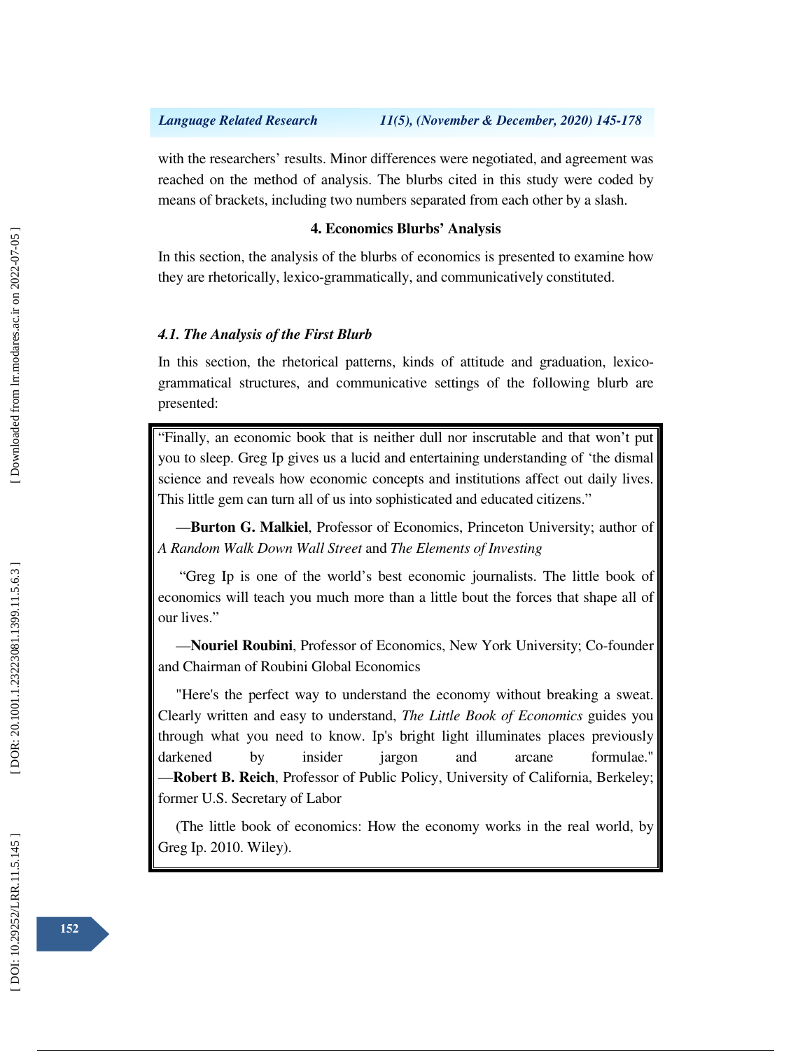with the researchers' results. Minor differences were negotiated, and agreement was reached on the method of analysis. The blurbs cited in this study were coded by means of brackets, including two numbers separated from each other by a slash.

## 4. Economics Blurbs' Analysis

In this section, the analysis of the blurbs of economics is presented to examine how they are rhetorically, lexico-grammatically, and communicatively constituted.

### *4.1. The Analysis of the First Blurb*

In this section, the rhetorical patterns, kinds of attitude and graduation, lexico-grammatical structures, and communicative settings of the following blurb are presented:

> "Finally, an economic book that is neither dull nor inscrutable and that won't put you to sleep. Greg Ip gives us a lucid and entertaining understanding of 'the dismal science and reveals how economic concepts and institutions affect out daily lives. This little gem can turn all of us into sophisticated and educated citizens."
>
> —**Burton G. Malkiel**, Professor of Economics, Princeton University; author of *A Random Walk Down Wall Street* and *The Elements of Investing*
>
> "Greg Ip is one of the world's best economic journalists. The little book of economics will teach you much more than a little bout the forces that shape all of our lives."
>
> —**Nouriel Roubini**, Professor of Economics, New York University; Co-founder and Chairman of Roubini Global Economics
>
> "Here's the perfect way to understand the economy without breaking a sweat. Clearly written and easy to understand, *The Little Book of Economics* guides you through what you need to know. Ip's bright light illuminates places previously darkened by insider jargon and arcane formulae."
> —**Robert B. Reich**, Professor of Public Policy, University of California, Berkeley; former U.S. Secretary of Labor
>
> (The little book of economics: How the economy works in the real world, by Greg Ip. 2010. Wiley).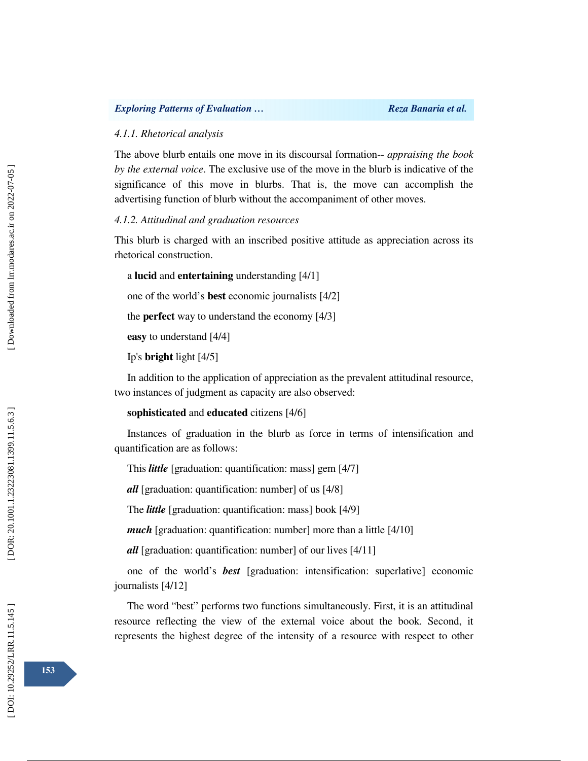#### *4.1.1. Rhetorical analysis*

The above blurb entails one move in its discoursal formation-- *appraising the book by the external voice*. The exclusive use of the move in the blurb is indicative of the significance of this move in blurbs. That is, the move can accomplish the advertising function of blurb without the accompaniment of other moves.

#### *4.1.2. Attitudinal and graduation resources*

This blurb is charged with an inscribed positive attitude as appreciation across its rhetorical construction.

a **lucid** and **entertaining** understanding [4/1]

one of the world's **best** economic journalists [4/2]

the **perfect** way to understand the economy [4/3]

**easy** to understand [4/4]

Ip's **bright** light [4/5]

In addition to the application of appreciation as the prevalent attitudinal resource, two instances of judgment as capacity are also observed:

**sophisticated** and **educated** citizens [4/6]

Instances of graduation in the blurb as force in terms of intensification and quantification are as follows:

This ***little*** [graduation: quantification: mass] gem [4/7]

***all*** [graduation: quantification: number] of us [4/8]

The ***little*** [graduation: quantification: mass] book [4/9]

***much*** [graduation: quantification: number] more than a little [4/10]

***all*** [graduation: quantification: number] of our lives [4/11]

one of the world's ***best*** [graduation: intensification: superlative] economic journalists [4/12]

The word "best" performs two functions simultaneously. First, it is an attitudinal resource reflecting the view of the external voice about the book. Second, it represents the highest degree of the intensity of a resource with respect to other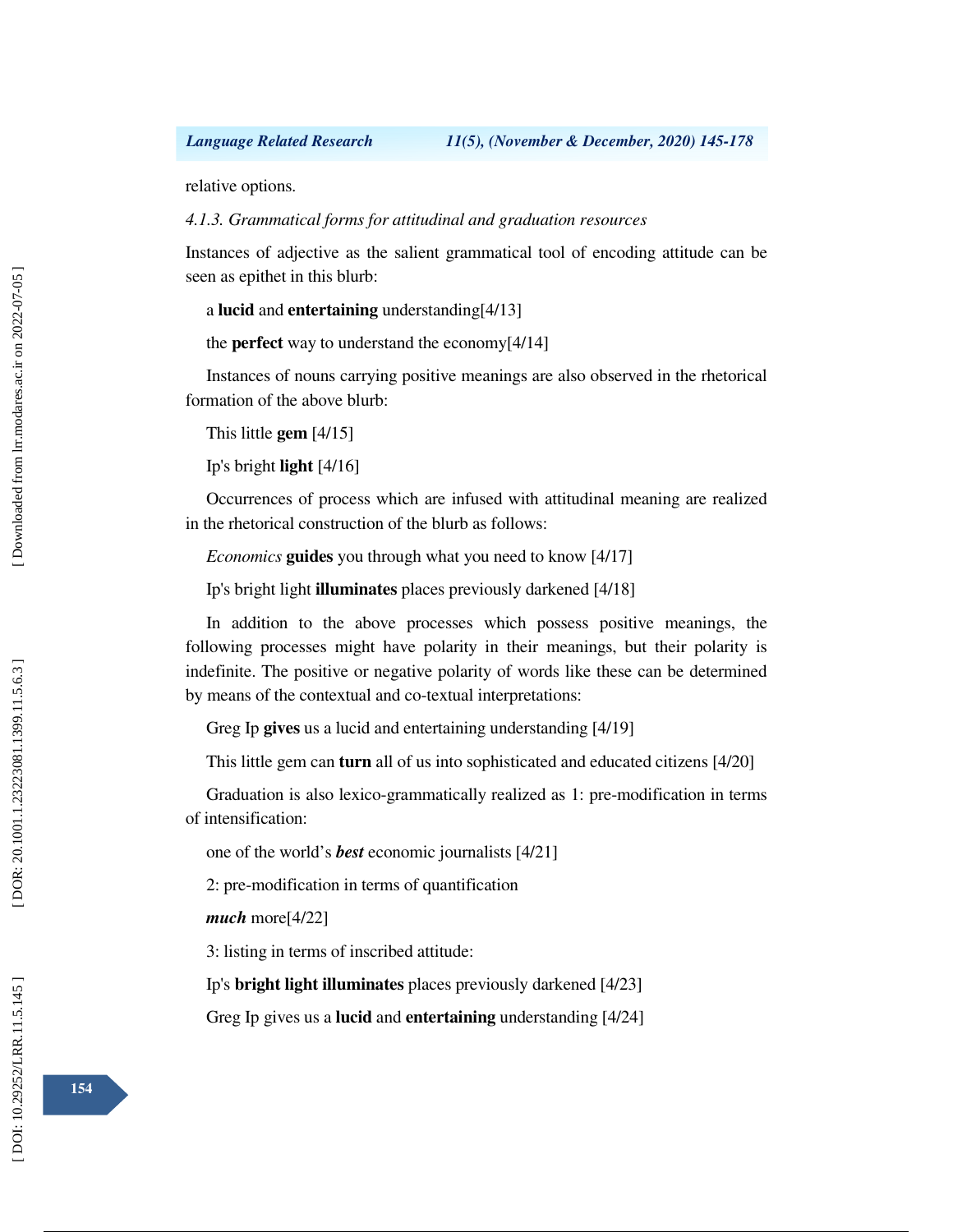relative options.

*4.1.3. Grammatical forms for attitudinal and graduation resources*

Instances of adjective as the salient grammatical tool of encoding attitude can be seen as epithet in this blurb:

a **lucid** and **entertaining** understanding[4/13]

the **perfect** way to understand the economy[4/14]

Instances of nouns carrying positive meanings are also observed in the rhetorical formation of the above blurb:

This little **gem** [4/15]

Ip's bright **light** [4/16]

Occurrences of process which are infused with attitudinal meaning are realized in the rhetorical construction of the blurb as follows:

*Economics* **guides** you through what you need to know [4/17]

Ip's bright light **illuminates** places previously darkened [4/18]

In addition to the above processes which possess positive meanings, the following processes might have polarity in their meanings, but their polarity is indefinite. The positive or negative polarity of words like these can be determined by means of the contextual and co-textual interpretations:

Greg Ip **gives** us a lucid and entertaining understanding [4/19]

This little gem can **turn** all of us into sophisticated and educated citizens [4/20]

Graduation is also lexico-grammatically realized as 1: pre-modification in terms of intensification:

one of the world's ***best*** economic journalists [4/21]

2: pre-modification in terms of quantification

***much*** more[4/22]

3: listing in terms of inscribed attitude:

Ip's **bright light illuminates** places previously darkened [4/23]

Greg Ip gives us a **lucid** and **entertaining** understanding [4/24]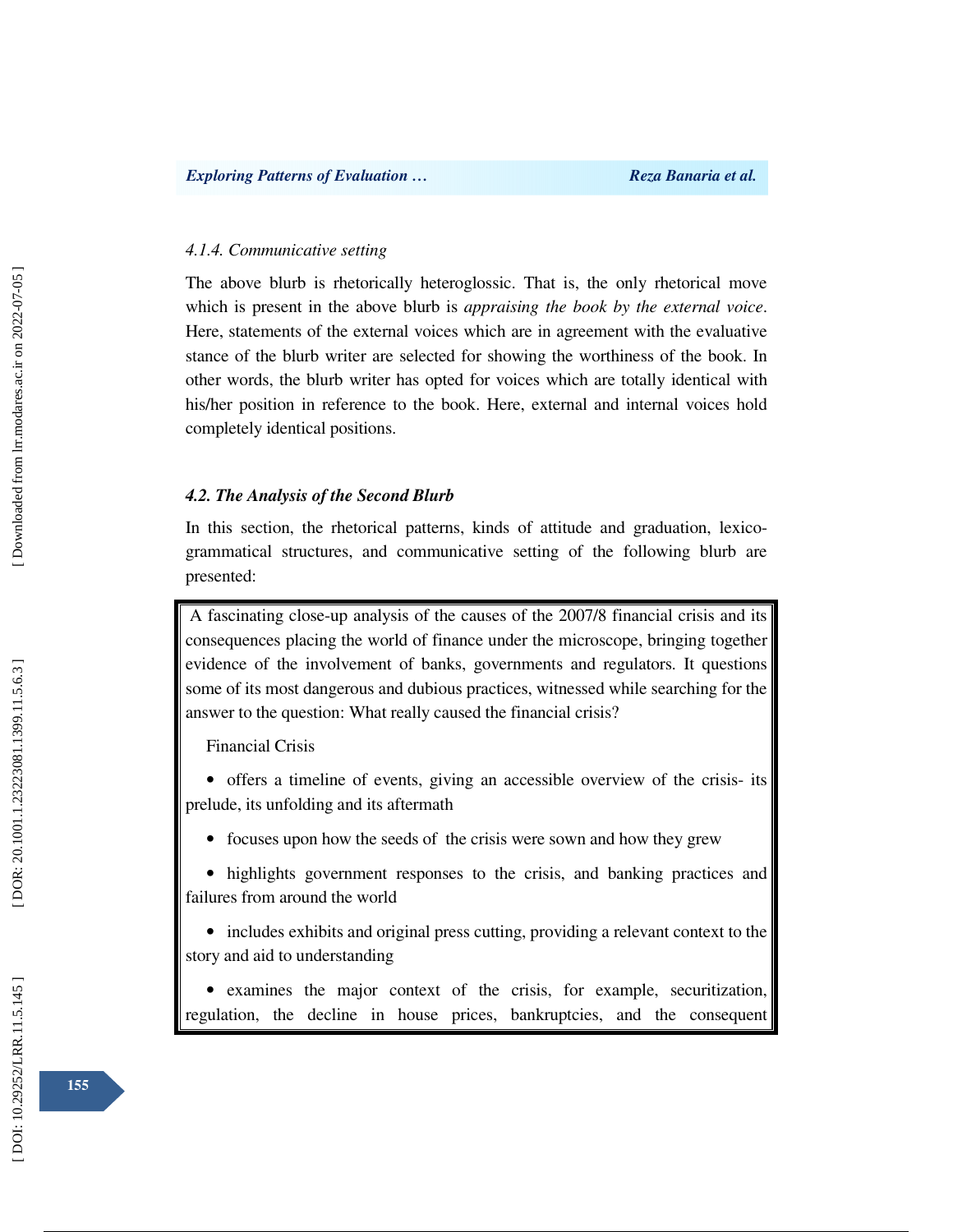*4.1.4. Communicative setting*

The above blurb is rhetorically heteroglossic. That is, the only rhetorical move which is present in the above blurb is *appraising the book by the external voice*. Here, statements of the external voices which are in agreement with the evaluative stance of the blurb writer are selected for showing the worthiness of the book. In other words, the blurb writer has opted for voices which are totally identical with his/her position in reference to the book. Here, external and internal voices hold completely identical positions.

### *4.2. The Analysis of the Second Blurb*

In this section, the rhetorical patterns, kinds of attitude and graduation, lexico-grammatical structures, and communicative setting of the following blurb are presented:

> A fascinating close-up analysis of the causes of the 2007/8 financial crisis and its consequences placing the world of finance under the microscope, bringing together evidence of the involvement of banks, governments and regulators. It questions some of its most dangerous and dubious practices, witnessed while searching for the answer to the question: What really caused the financial crisis?
>
> Financial Crisis
>
> - offers a timeline of events, giving an accessible overview of the crisis- its prelude, its unfolding and its aftermath
> - focuses upon how the seeds of the crisis were sown and how they grew
> - highlights government responses to the crisis, and banking practices and failures from around the world
> - includes exhibits and original press cutting, providing a relevant context to the story and aid to understanding
> - examines the major context of the crisis, for example, securitization, regulation, the decline in house prices, bankruptcies, and the consequent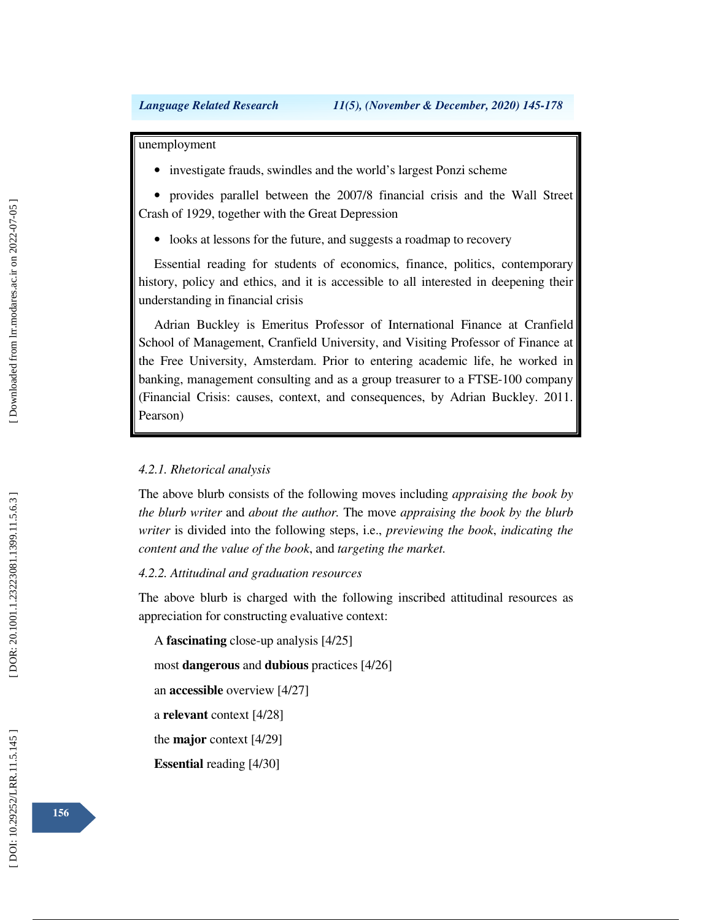unemployment

- investigate frauds, swindles and the world's largest Ponzi scheme
- provides parallel between the 2007/8 financial crisis and the Wall Street Crash of 1929, together with the Great Depression
- looks at lessons for the future, and suggests a roadmap to recovery

Essential reading for students of economics, finance, politics, contemporary history, policy and ethics, and it is accessible to all interested in deepening their understanding in financial crisis

Adrian Buckley is Emeritus Professor of International Finance at Cranfield School of Management, Cranfield University, and Visiting Professor of Finance at the Free University, Amsterdam. Prior to entering academic life, he worked in banking, management consulting and as a group treasurer to a FTSE-100 company (Financial Crisis: causes, context, and consequences, by Adrian Buckley. 2011. Pearson)

#### *4.2.1. Rhetorical analysis*

The above blurb consists of the following moves including *appraising the book by the blurb writer* and *about the author.* The move *appraising the book by the blurb writer* is divided into the following steps, i.e., *previewing the book*, *indicating the content and the value of the book*, and *targeting the market.*

#### *4.2.2. Attitudinal and graduation resources*

The above blurb is charged with the following inscribed attitudinal resources as appreciation for constructing evaluative context:

A **fascinating** close-up analysis [4/25]

most **dangerous** and **dubious** practices [4/26]

an **accessible** overview [4/27]

a **relevant** context [4/28]

the **major** context [4/29]

**Essential** reading [4/30]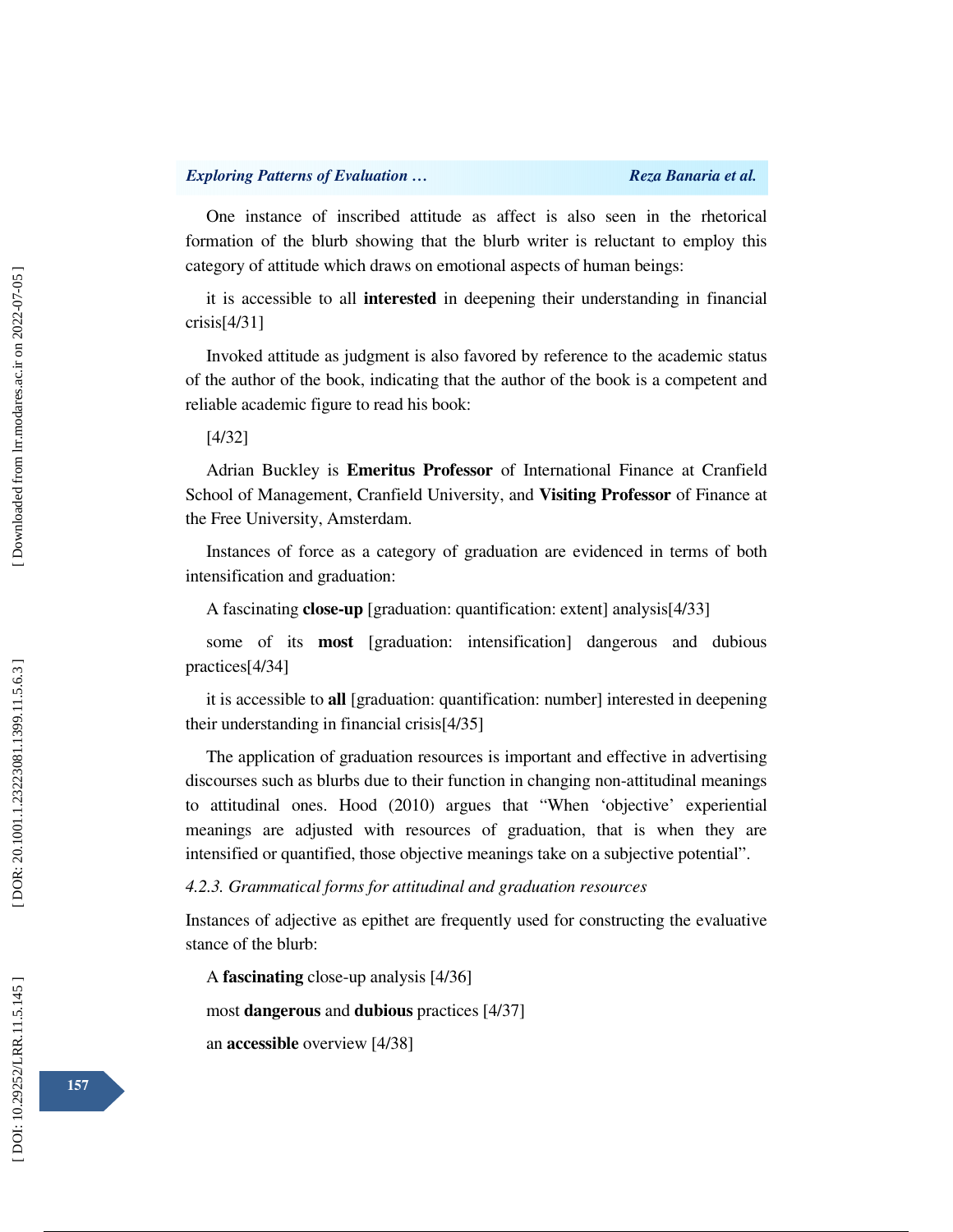One instance of inscribed attitude as affect is also seen in the rhetorical formation of the blurb showing that the blurb writer is reluctant to employ this category of attitude which draws on emotional aspects of human beings:

it is accessible to all **interested** in deepening their understanding in financial crisis[4/31]

Invoked attitude as judgment is also favored by reference to the academic status of the author of the book, indicating that the author of the book is a competent and reliable academic figure to read his book:

[4/32]

Adrian Buckley is **Emeritus Professor** of International Finance at Cranfield School of Management, Cranfield University, and **Visiting Professor** of Finance at the Free University, Amsterdam.

Instances of force as a category of graduation are evidenced in terms of both intensification and graduation:

A fascinating **close-up** [graduation: quantification: extent] analysis[4/33]

some of its **most** [graduation: intensification] dangerous and dubious practices[4/34]

it is accessible to **all** [graduation: quantification: number] interested in deepening their understanding in financial crisis[4/35]

The application of graduation resources is important and effective in advertising discourses such as blurbs due to their function in changing non-attitudinal meanings to attitudinal ones. Hood (2010) argues that "When 'objective' experiential meanings are adjusted with resources of graduation, that is when they are intensified or quantified, those objective meanings take on a subjective potential".

*4.2.3. Grammatical forms for attitudinal and graduation resources*

Instances of adjective as epithet are frequently used for constructing the evaluative stance of the blurb:

A **fascinating** close-up analysis [4/36]

most **dangerous** and **dubious** practices [4/37]

an **accessible** overview [4/38]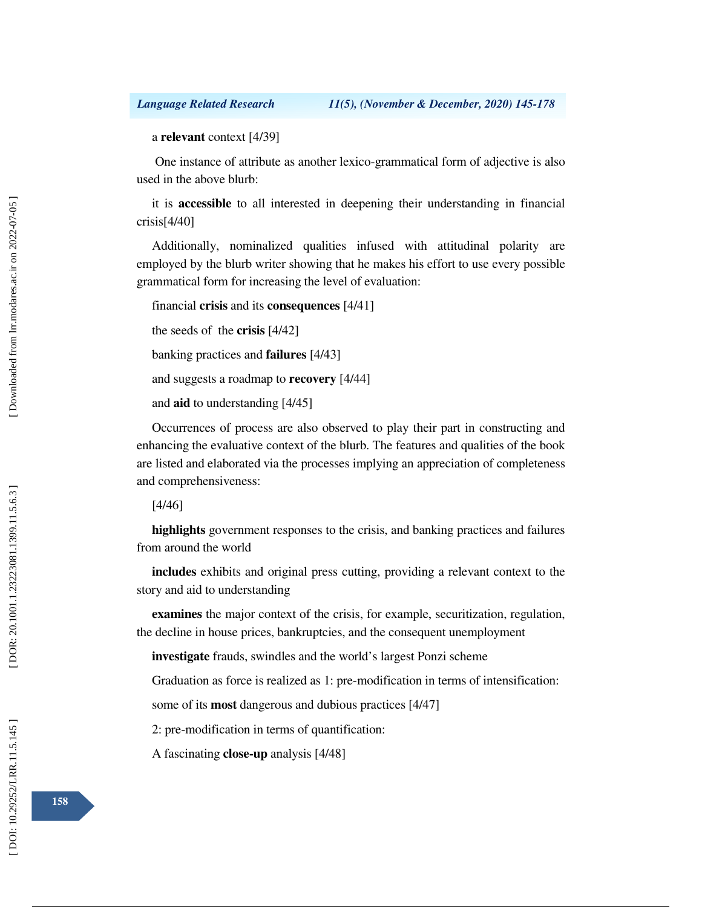a **relevant** context [4/39]

One instance of attribute as another lexico-grammatical form of adjective is also used in the above blurb:

it is **accessible** to all interested in deepening their understanding in financial crisis[4/40]

Additionally, nominalized qualities infused with attitudinal polarity are employed by the blurb writer showing that he makes his effort to use every possible grammatical form for increasing the level of evaluation:

financial **crisis** and its **consequences** [4/41]

the seeds of the **crisis** [4/42]

banking practices and **failures** [4/43]

and suggests a roadmap to **recovery** [4/44]

and **aid** to understanding [4/45]

Occurrences of process are also observed to play their part in constructing and enhancing the evaluative context of the blurb. The features and qualities of the book are listed and elaborated via the processes implying an appreciation of completeness and comprehensiveness:

[4/46]

**highlights** government responses to the crisis, and banking practices and failures from around the world

**includes** exhibits and original press cutting, providing a relevant context to the story and aid to understanding

**examines** the major context of the crisis, for example, securitization, regulation, the decline in house prices, bankruptcies, and the consequent unemployment

**investigate** frauds, swindles and the world's largest Ponzi scheme

Graduation as force is realized as 1: pre-modification in terms of intensification:

some of its **most** dangerous and dubious practices [4/47]

2: pre-modification in terms of quantification:

A fascinating **close-up** analysis [4/48]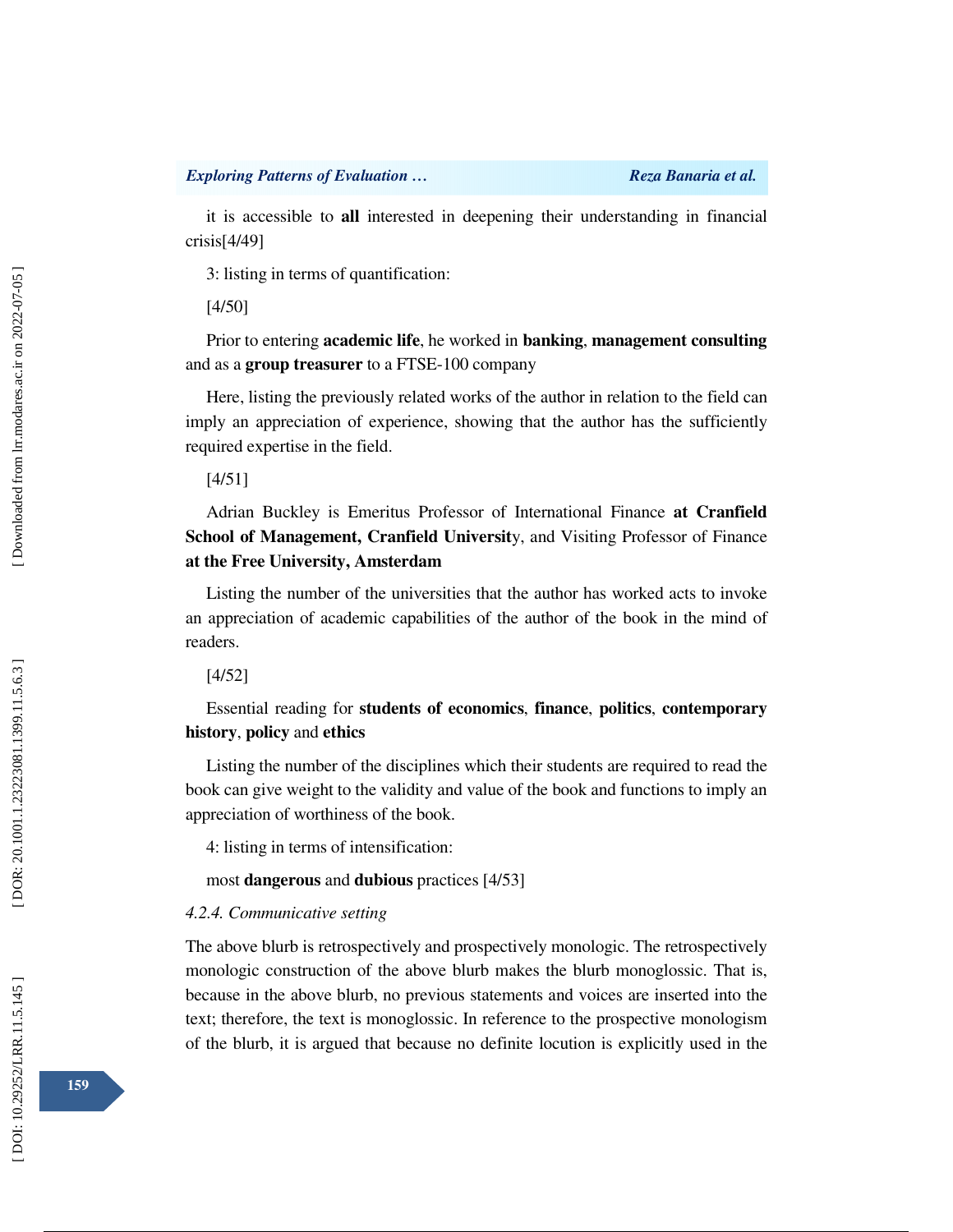it is accessible to **all** interested in deepening their understanding in financial crisis[4/49]

3: listing in terms of quantification:

[4/50]

Prior to entering **academic life**, he worked in **banking**, **management consulting** and as a **group treasurer** to a FTSE-100 company

Here, listing the previously related works of the author in relation to the field can imply an appreciation of experience, showing that the author has the sufficiently required expertise in the field.

[4/51]

Adrian Buckley is Emeritus Professor of International Finance **at Cranfield School of Management, Cranfield Universit**y, and Visiting Professor of Finance **at the Free University, Amsterdam**

Listing the number of the universities that the author has worked acts to invoke an appreciation of academic capabilities of the author of the book in the mind of readers.

[4/52]

Essential reading for **students of economics**, **finance**, **politics**, **contemporary history**, **policy** and **ethics**

Listing the number of the disciplines which their students are required to read the book can give weight to the validity and value of the book and functions to imply an appreciation of worthiness of the book.

4: listing in terms of intensification:

most **dangerous** and **dubious** practices [4/53]

*4.2.4. Communicative setting*

The above blurb is retrospectively and prospectively monologic. The retrospectively monologic construction of the above blurb makes the blurb monoglossic. That is, because in the above blurb, no previous statements and voices are inserted into the text; therefore, the text is monoglossic. In reference to the prospective monologism of the blurb, it is argued that because no definite locution is explicitly used in the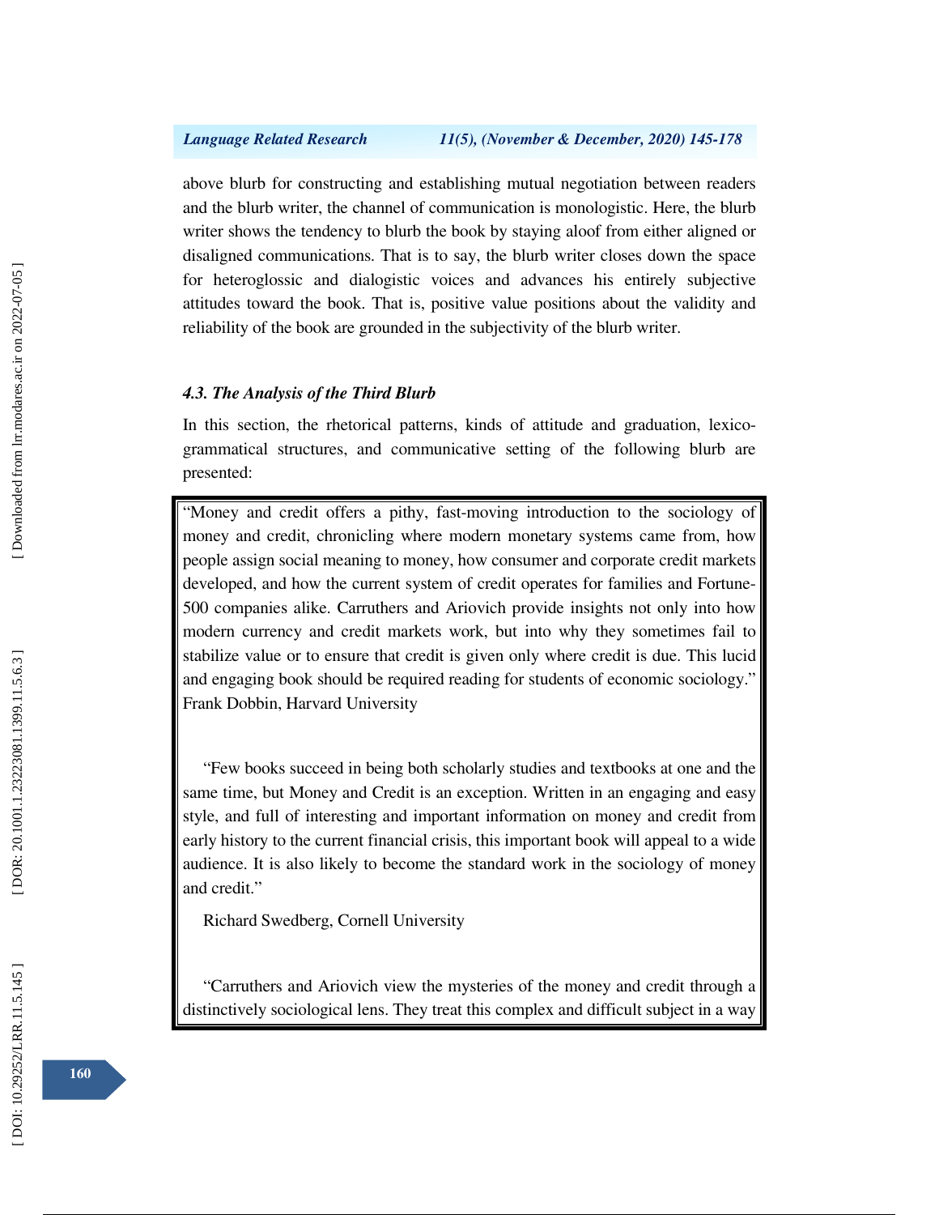above blurb for constructing and establishing mutual negotiation between readers and the blurb writer, the channel of communication is monologistic. Here, the blurb writer shows the tendency to blurb the book by staying aloof from either aligned or disaligned communications. That is to say, the blurb writer closes down the space for heteroglossic and dialogistic voices and advances his entirely subjective attitudes toward the book. That is, positive value positions about the validity and reliability of the book are grounded in the subjectivity of the blurb writer.

### *4.3. The Analysis of the Third Blurb*

In this section, the rhetorical patterns, kinds of attitude and graduation, lexico-grammatical structures, and communicative setting of the following blurb are presented:

> "Money and credit offers a pithy, fast-moving introduction to the sociology of money and credit, chronicling where modern monetary systems came from, how people assign social meaning to money, how consumer and corporate credit markets developed, and how the current system of credit operates for families and Fortune-500 companies alike. Carruthers and Ariovich provide insights not only into how modern currency and credit markets work, but into why they sometimes fail to stabilize value or to ensure that credit is given only where credit is due. This lucid and engaging book should be required reading for students of economic sociology."
> Frank Dobbin, Harvard University
>
> "Few books succeed in being both scholarly studies and textbooks at one and the same time, but Money and Credit is an exception. Written in an engaging and easy style, and full of interesting and important information on money and credit from early history to the current financial crisis, this important book will appeal to a wide audience. It is also likely to become the standard work in the sociology of money and credit."
>
> Richard Swedberg, Cornell University
>
> "Carruthers and Ariovich view the mysteries of the money and credit through a distinctively sociological lens. They treat this complex and difficult subject in a way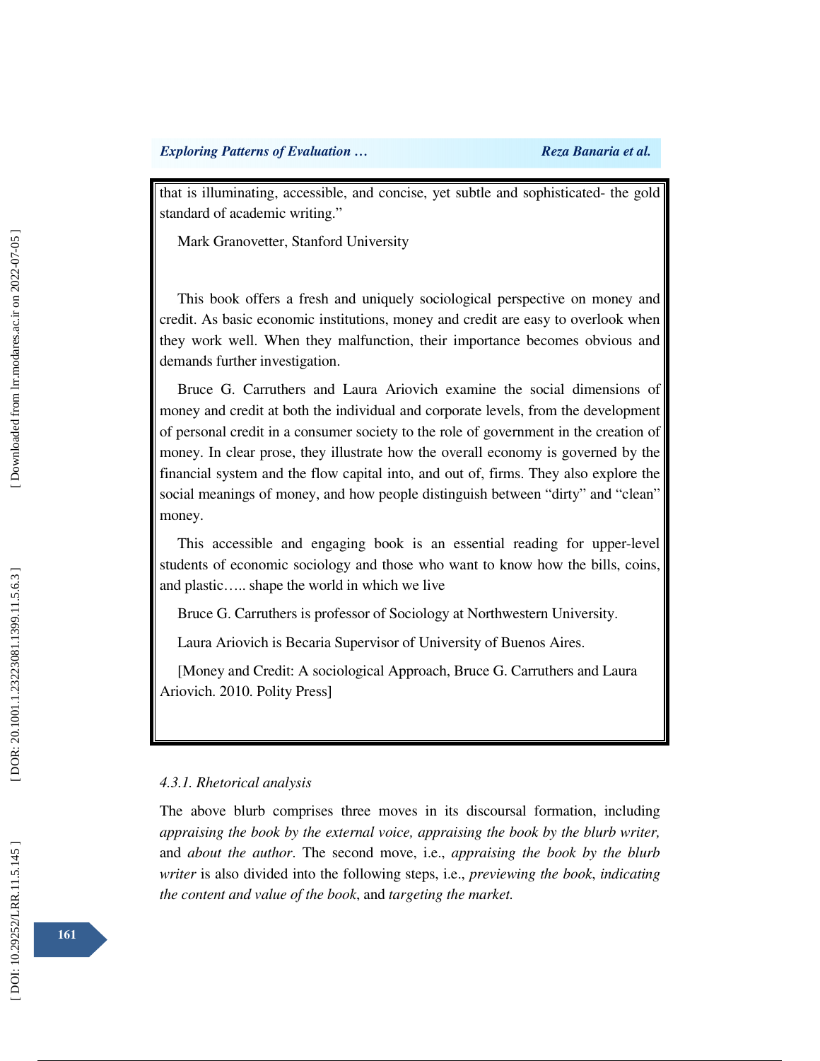that is illuminating, accessible, and concise, yet subtle and sophisticated- the gold standard of academic writing."

Mark Granovetter, Stanford University

This book offers a fresh and uniquely sociological perspective on money and credit. As basic economic institutions, money and credit are easy to overlook when they work well. When they malfunction, their importance becomes obvious and demands further investigation.

Bruce G. Carruthers and Laura Ariovich examine the social dimensions of money and credit at both the individual and corporate levels, from the development of personal credit in a consumer society to the role of government in the creation of money. In clear prose, they illustrate how the overall economy is governed by the financial system and the flow capital into, and out of, firms. They also explore the social meanings of money, and how people distinguish between "dirty" and "clean" money.

This accessible and engaging book is an essential reading for upper-level students of economic sociology and those who want to know how the bills, coins, and plastic….. shape the world in which we live

Bruce G. Carruthers is professor of Sociology at Northwestern University.

Laura Ariovich is Becaria Supervisor of University of Buenos Aires.

[Money and Credit: A sociological Approach, Bruce G. Carruthers and Laura Ariovich. 2010. Polity Press]

*4.3.1. Rhetorical analysis*

The above blurb comprises three moves in its discoursal formation, including *appraising the book by the external voice, appraising the book by the blurb writer,* and *about the author*. The second move, i.e., *appraising the book by the blurb writer* is also divided into the following steps, i.e., *previewing the book*, *indicating the content and value of the book*, and *targeting the market.*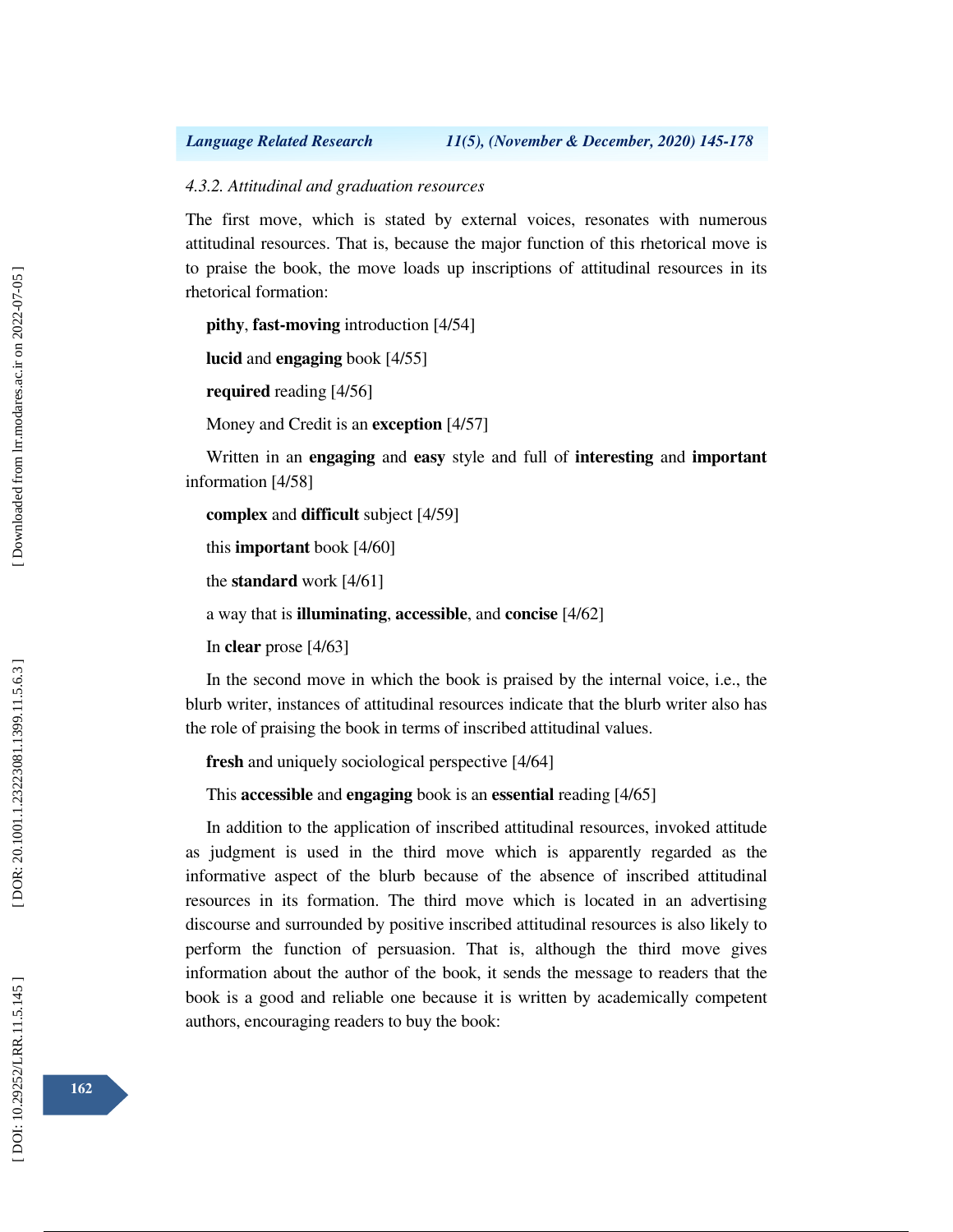*4.3.2. Attitudinal and graduation resources*

The first move, which is stated by external voices, resonates with numerous attitudinal resources. That is, because the major function of this rhetorical move is to praise the book, the move loads up inscriptions of attitudinal resources in its rhetorical formation:

**pithy**, **fast-moving** introduction [4/54]

**lucid** and **engaging** book [4/55]

**required** reading [4/56]

Money and Credit is an **exception** [4/57]

Written in an **engaging** and **easy** style and full of **interesting** and **important** information [4/58]

**complex** and **difficult** subject [4/59]

this **important** book [4/60]

the **standard** work [4/61]

a way that is **illuminating**, **accessible**, and **concise** [4/62]

In **clear** prose [4/63]

In the second move in which the book is praised by the internal voice, i.e., the blurb writer, instances of attitudinal resources indicate that the blurb writer also has the role of praising the book in terms of inscribed attitudinal values.

**fresh** and uniquely sociological perspective [4/64]

This **accessible** and **engaging** book is an **essential** reading [4/65]

In addition to the application of inscribed attitudinal resources, invoked attitude as judgment is used in the third move which is apparently regarded as the informative aspect of the blurb because of the absence of inscribed attitudinal resources in its formation. The third move which is located in an advertising discourse and surrounded by positive inscribed attitudinal resources is also likely to perform the function of persuasion. That is, although the third move gives information about the author of the book, it sends the message to readers that the book is a good and reliable one because it is written by academically competent authors, encouraging readers to buy the book: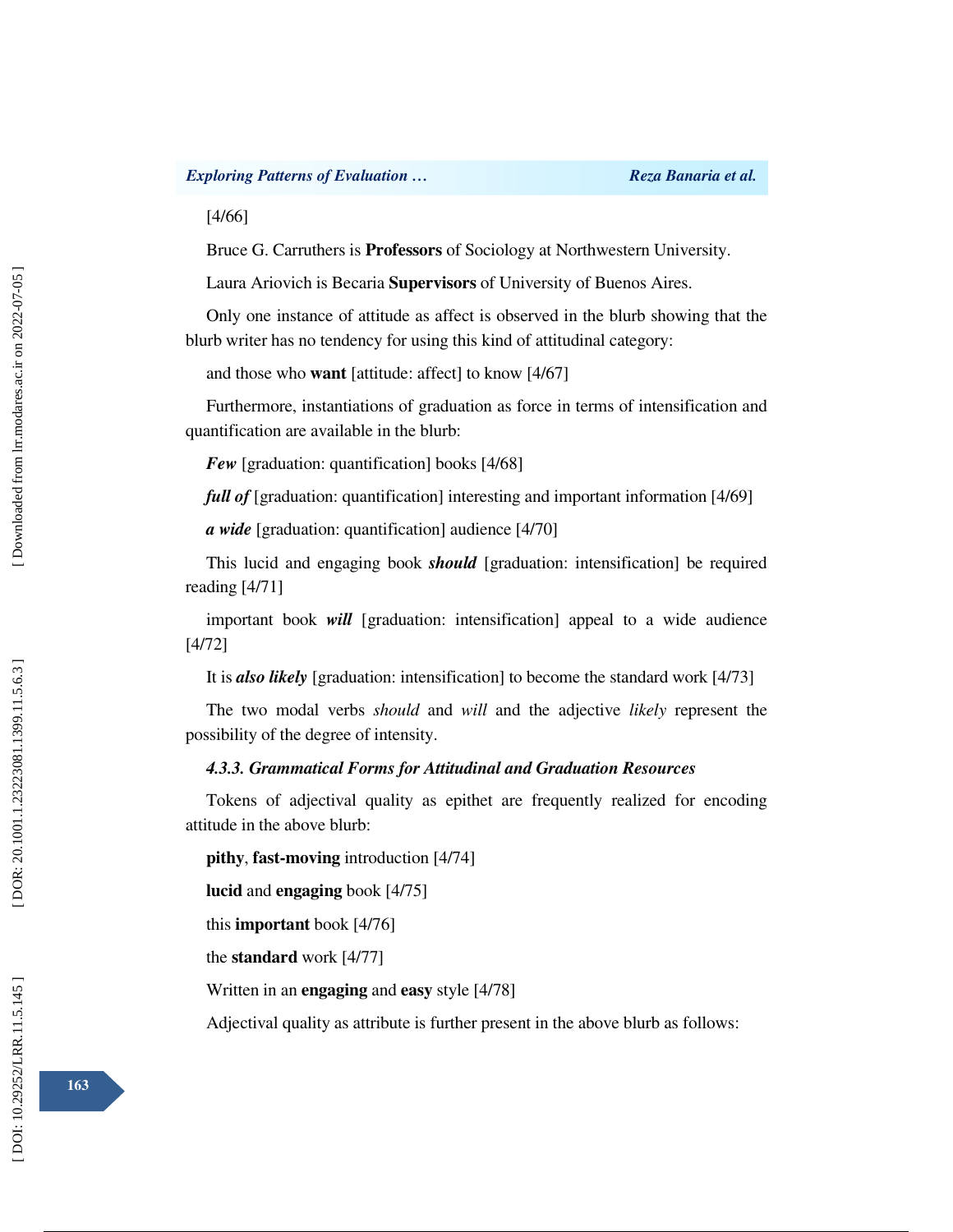[4/66]

Bruce G. Carruthers is **Professors** of Sociology at Northwestern University.

Laura Ariovich is Becaria **Supervisors** of University of Buenos Aires.

Only one instance of attitude as affect is observed in the blurb showing that the blurb writer has no tendency for using this kind of attitudinal category:

and those who **want** [attitude: affect] to know [4/67]

Furthermore, instantiations of graduation as force in terms of intensification and quantification are available in the blurb:

***Few*** [graduation: quantification] books [4/68]

***full of*** [graduation: quantification] interesting and important information [4/69]

***a wide*** [graduation: quantification] audience [4/70]

This lucid and engaging book ***should*** [graduation: intensification] be required reading [4/71]

important book ***will*** [graduation: intensification] appeal to a wide audience [4/72]

It is ***also likely*** [graduation: intensification] to become the standard work [4/73]

The two modal verbs *should* and *will* and the adjective *likely* represent the possibility of the degree of intensity.

#### *4.3.3. Grammatical Forms for Attitudinal and Graduation Resources*

Tokens of adjectival quality as epithet are frequently realized for encoding attitude in the above blurb:

**pithy**, **fast-moving** introduction [4/74]

**lucid** and **engaging** book [4/75]

this **important** book [4/76]

the **standard** work [4/77]

Written in an **engaging** and **easy** style [4/78]

Adjectival quality as attribute is further present in the above blurb as follows: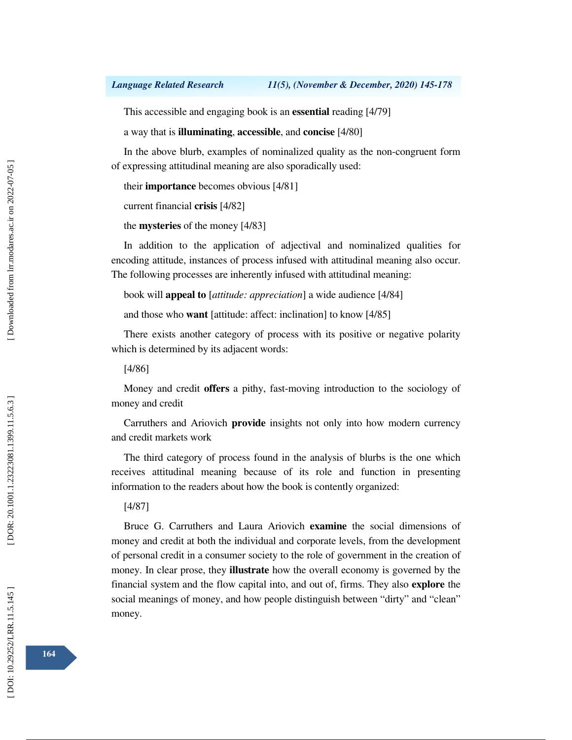This accessible and engaging book is an **essential** reading [4/79]

a way that is **illuminating**, **accessible**, and **concise** [4/80]

In the above blurb, examples of nominalized quality as the non-congruent form of expressing attitudinal meaning are also sporadically used:

their **importance** becomes obvious [4/81]

current financial **crisis** [4/82]

the **mysteries** of the money [4/83]

In addition to the application of adjectival and nominalized qualities for encoding attitude, instances of process infused with attitudinal meaning also occur. The following processes are inherently infused with attitudinal meaning:

book will **appeal to** [*attitude: appreciation*] a wide audience [4/84]

and those who **want** [attitude: affect: inclination] to know [4/85]

There exists another category of process with its positive or negative polarity which is determined by its adjacent words:

[4/86]

Money and credit **offers** a pithy, fast-moving introduction to the sociology of money and credit

Carruthers and Ariovich **provide** insights not only into how modern currency and credit markets work

The third category of process found in the analysis of blurbs is the one which receives attitudinal meaning because of its role and function in presenting information to the readers about how the book is contently organized:

[4/87]

Bruce G. Carruthers and Laura Ariovich **examine** the social dimensions of money and credit at both the individual and corporate levels, from the development of personal credit in a consumer society to the role of government in the creation of money. In clear prose, they **illustrate** how the overall economy is governed by the financial system and the flow capital into, and out of, firms. They also **explore** the social meanings of money, and how people distinguish between "dirty" and "clean" money.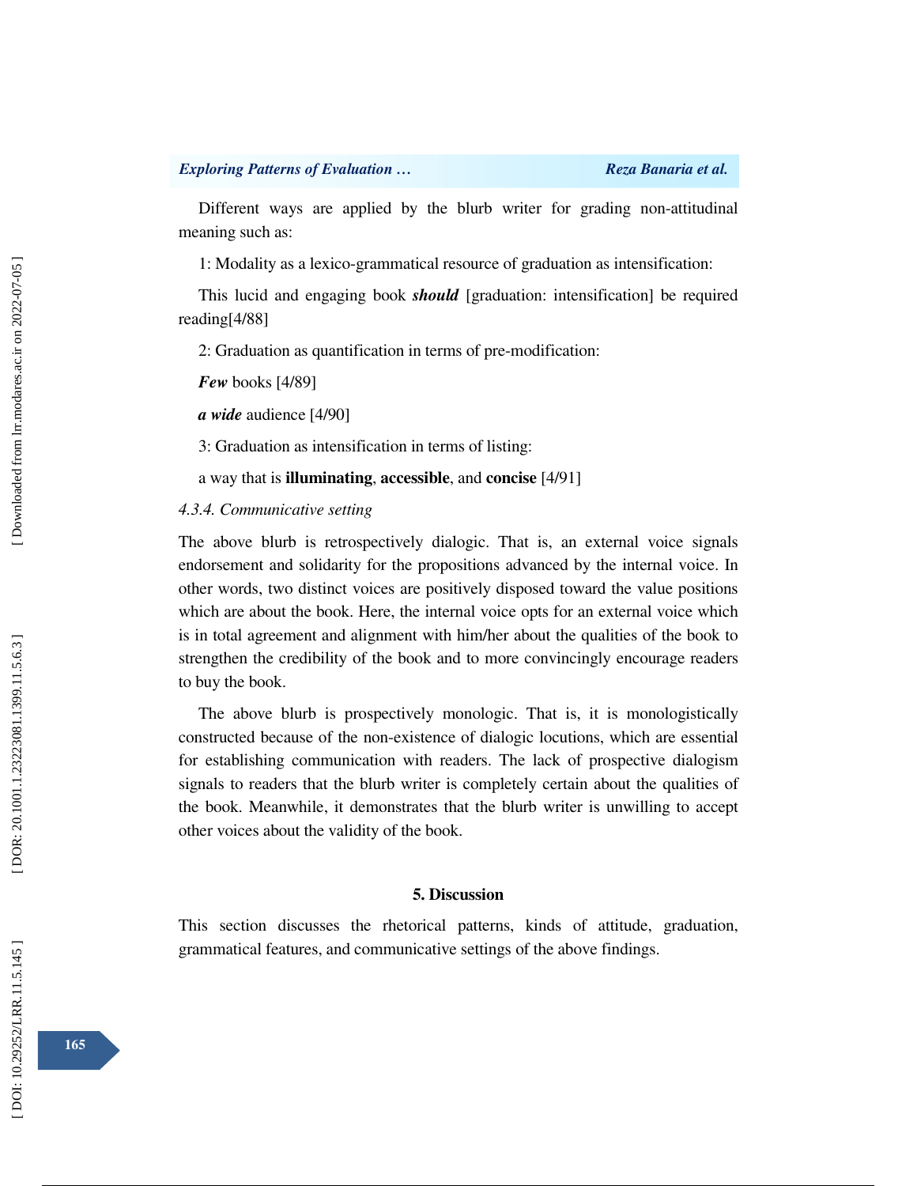Different ways are applied by the blurb writer for grading non-attitudinal meaning such as:

1: Modality as a lexico-grammatical resource of graduation as intensification:

This lucid and engaging book ***should*** [graduation: intensification] be required reading[4/88]

2: Graduation as quantification in terms of pre-modification:

***Few*** books [4/89]

***a wide*** audience [4/90]

3: Graduation as intensification in terms of listing:

a way that is **illuminating**, **accessible**, and **concise** [4/91]

*4.3.4. Communicative setting*

The above blurb is retrospectively dialogic. That is, an external voice signals endorsement and solidarity for the propositions advanced by the internal voice. In other words, two distinct voices are positively disposed toward the value positions which are about the book. Here, the internal voice opts for an external voice which is in total agreement and alignment with him/her about the qualities of the book to strengthen the credibility of the book and to more convincingly encourage readers to buy the book.

The above blurb is prospectively monologic. That is, it is monologistically constructed because of the non-existence of dialogic locutions, which are essential for establishing communication with readers. The lack of prospective dialogism signals to readers that the blurb writer is completely certain about the qualities of the book. Meanwhile, it demonstrates that the blurb writer is unwilling to accept other voices about the validity of the book.

## 5. Discussion

This section discusses the rhetorical patterns, kinds of attitude, graduation, grammatical features, and communicative settings of the above findings.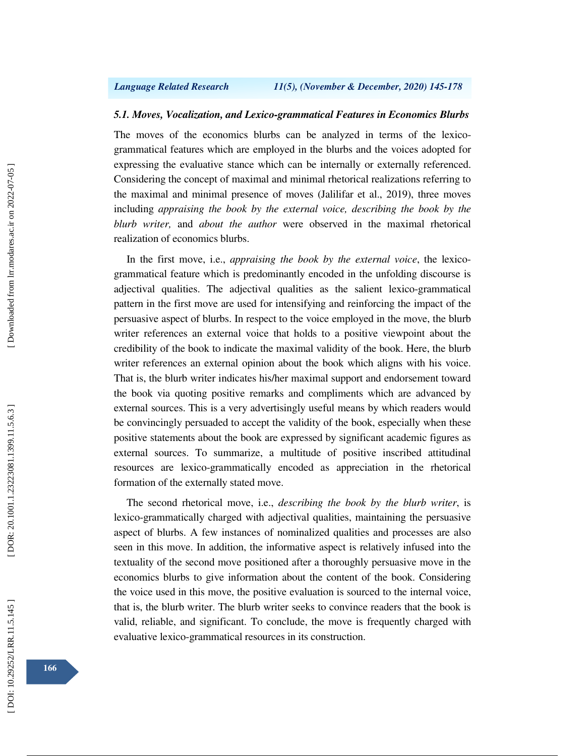### *5.1. Moves, Vocalization, and Lexico-grammatical Features in Economics Blurbs*

The moves of the economics blurbs can be analyzed in terms of the lexico-grammatical features which are employed in the blurbs and the voices adopted for expressing the evaluative stance which can be internally or externally referenced. Considering the concept of maximal and minimal rhetorical realizations referring to the maximal and minimal presence of moves (Jalilifar et al., 2019), three moves including *appraising the book by the external voice, describing the book by the blurb writer,* and *about the author* were observed in the maximal rhetorical realization of economics blurbs.

In the first move, i.e., *appraising the book by the external voice*, the lexico-grammatical feature which is predominantly encoded in the unfolding discourse is adjectival qualities. The adjectival qualities as the salient lexico-grammatical pattern in the first move are used for intensifying and reinforcing the impact of the persuasive aspect of blurbs. In respect to the voice employed in the move, the blurb writer references an external voice that holds to a positive viewpoint about the credibility of the book to indicate the maximal validity of the book. Here, the blurb writer references an external opinion about the book which aligns with his voice. That is, the blurb writer indicates his/her maximal support and endorsement toward the book via quoting positive remarks and compliments which are advanced by external sources. This is a very advertisingly useful means by which readers would be convincingly persuaded to accept the validity of the book, especially when these positive statements about the book are expressed by significant academic figures as external sources. To summarize, a multitude of positive inscribed attitudinal resources are lexico-grammatically encoded as appreciation in the rhetorical formation of the externally stated move.

The second rhetorical move, i.e., *describing the book by the blurb writer*, is lexico-grammatically charged with adjectival qualities, maintaining the persuasive aspect of blurbs. A few instances of nominalized qualities and processes are also seen in this move. In addition, the informative aspect is relatively infused into the textuality of the second move positioned after a thoroughly persuasive move in the economics blurbs to give information about the content of the book. Considering the voice used in this move, the positive evaluation is sourced to the internal voice, that is, the blurb writer. The blurb writer seeks to convince readers that the book is valid, reliable, and significant. To conclude, the move is frequently charged with evaluative lexico-grammatical resources in its construction.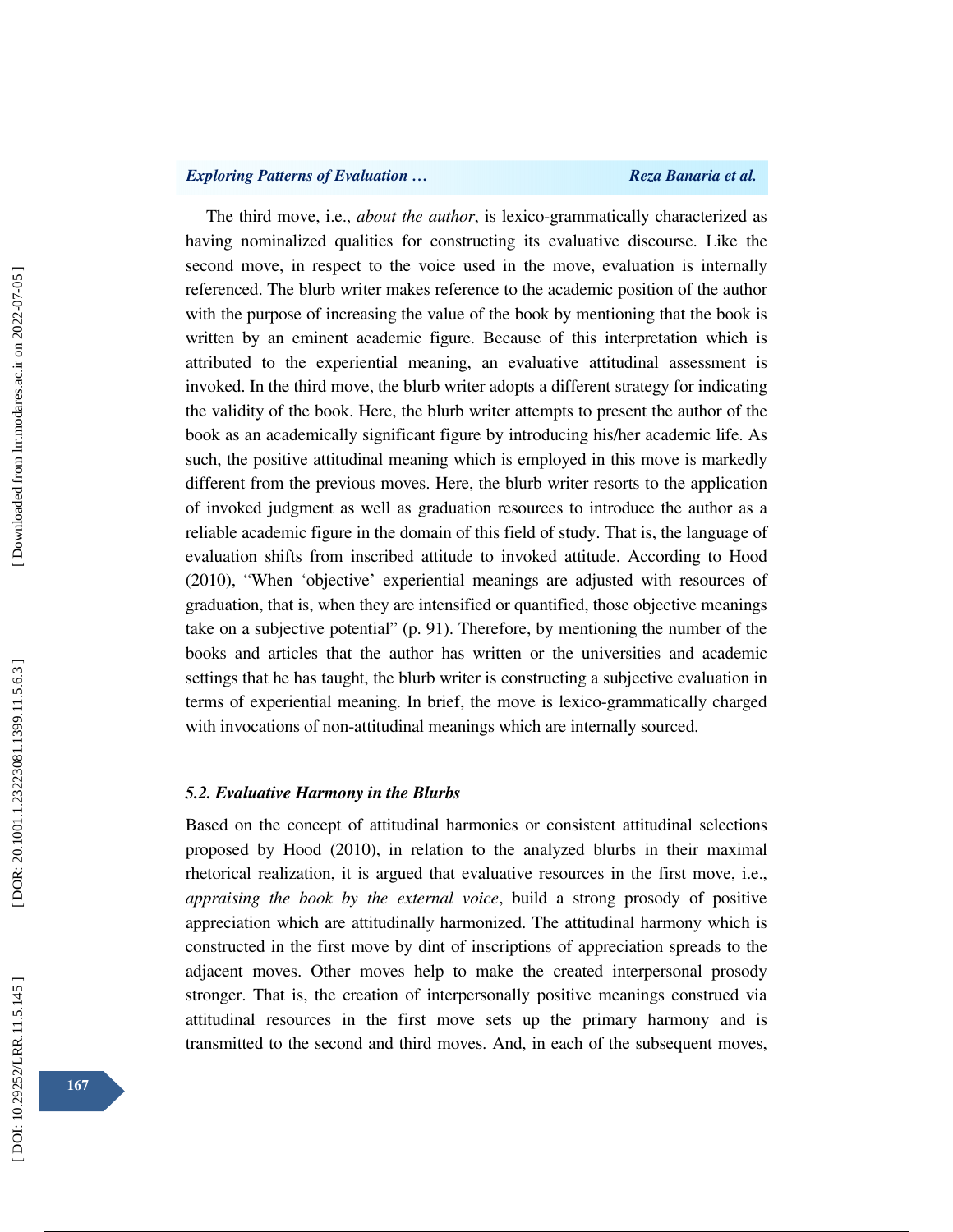The third move, i.e., *about the author*, is lexico-grammatically characterized as having nominalized qualities for constructing its evaluative discourse. Like the second move, in respect to the voice used in the move, evaluation is internally referenced. The blurb writer makes reference to the academic position of the author with the purpose of increasing the value of the book by mentioning that the book is written by an eminent academic figure. Because of this interpretation which is attributed to the experiential meaning, an evaluative attitudinal assessment is invoked. In the third move, the blurb writer adopts a different strategy for indicating the validity of the book. Here, the blurb writer attempts to present the author of the book as an academically significant figure by introducing his/her academic life. As such, the positive attitudinal meaning which is employed in this move is markedly different from the previous moves. Here, the blurb writer resorts to the application of invoked judgment as well as graduation resources to introduce the author as a reliable academic figure in the domain of this field of study. That is, the language of evaluation shifts from inscribed attitude to invoked attitude. According to Hood (2010), "When 'objective' experiential meanings are adjusted with resources of graduation, that is, when they are intensified or quantified, those objective meanings take on a subjective potential" (p. 91). Therefore, by mentioning the number of the books and articles that the author has written or the universities and academic settings that he has taught, the blurb writer is constructing a subjective evaluation in terms of experiential meaning. In brief, the move is lexico-grammatically charged with invocations of non-attitudinal meanings which are internally sourced.

### *5.2. Evaluative Harmony in the Blurbs*

Based on the concept of attitudinal harmonies or consistent attitudinal selections proposed by Hood (2010), in relation to the analyzed blurbs in their maximal rhetorical realization, it is argued that evaluative resources in the first move, i.e., *appraising the book by the external voice*, build a strong prosody of positive appreciation which are attitudinally harmonized. The attitudinal harmony which is constructed in the first move by dint of inscriptions of appreciation spreads to the adjacent moves. Other moves help to make the created interpersonal prosody stronger. That is, the creation of interpersonally positive meanings construed via attitudinal resources in the first move sets up the primary harmony and is transmitted to the second and third moves. And, in each of the subsequent moves,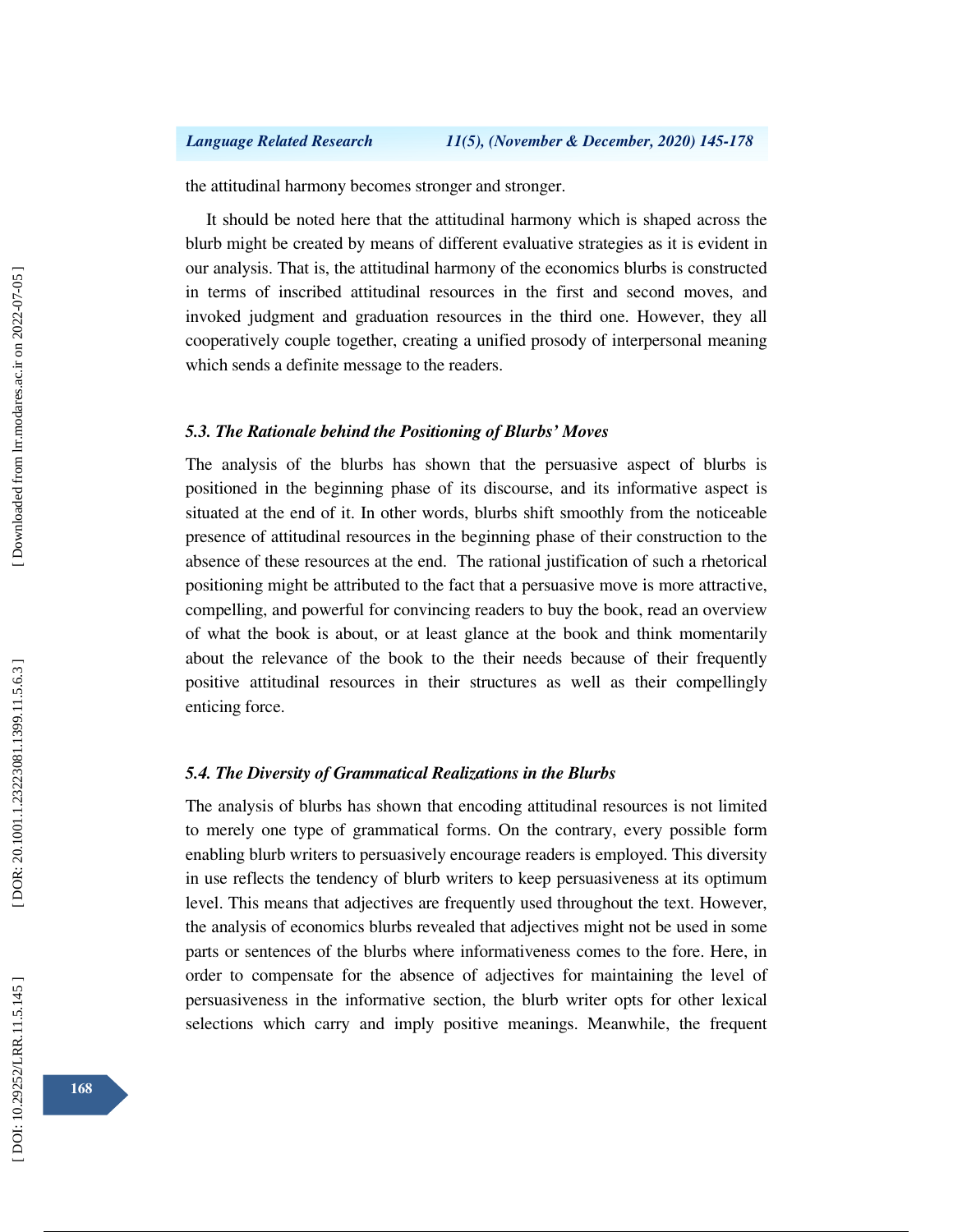the attitudinal harmony becomes stronger and stronger.

It should be noted here that the attitudinal harmony which is shaped across the blurb might be created by means of different evaluative strategies as it is evident in our analysis. That is, the attitudinal harmony of the economics blurbs is constructed in terms of inscribed attitudinal resources in the first and second moves, and invoked judgment and graduation resources in the third one. However, they all cooperatively couple together, creating a unified prosody of interpersonal meaning which sends a definite message to the readers.

### *5.3. The Rationale behind the Positioning of Blurbs' Moves*

The analysis of the blurbs has shown that the persuasive aspect of blurbs is positioned in the beginning phase of its discourse, and its informative aspect is situated at the end of it. In other words, blurbs shift smoothly from the noticeable presence of attitudinal resources in the beginning phase of their construction to the absence of these resources at the end. The rational justification of such a rhetorical positioning might be attributed to the fact that a persuasive move is more attractive, compelling, and powerful for convincing readers to buy the book, read an overview of what the book is about, or at least glance at the book and think momentarily about the relevance of the book to the their needs because of their frequently positive attitudinal resources in their structures as well as their compellingly enticing force.

### *5.4. The Diversity of Grammatical Realizations in the Blurbs*

The analysis of blurbs has shown that encoding attitudinal resources is not limited to merely one type of grammatical forms. On the contrary, every possible form enabling blurb writers to persuasively encourage readers is employed. This diversity in use reflects the tendency of blurb writers to keep persuasiveness at its optimum level. This means that adjectives are frequently used throughout the text. However, the analysis of economics blurbs revealed that adjectives might not be used in some parts or sentences of the blurbs where informativeness comes to the fore. Here, in order to compensate for the absence of adjectives for maintaining the level of persuasiveness in the informative section, the blurb writer opts for other lexical selections which carry and imply positive meanings. Meanwhile, the frequent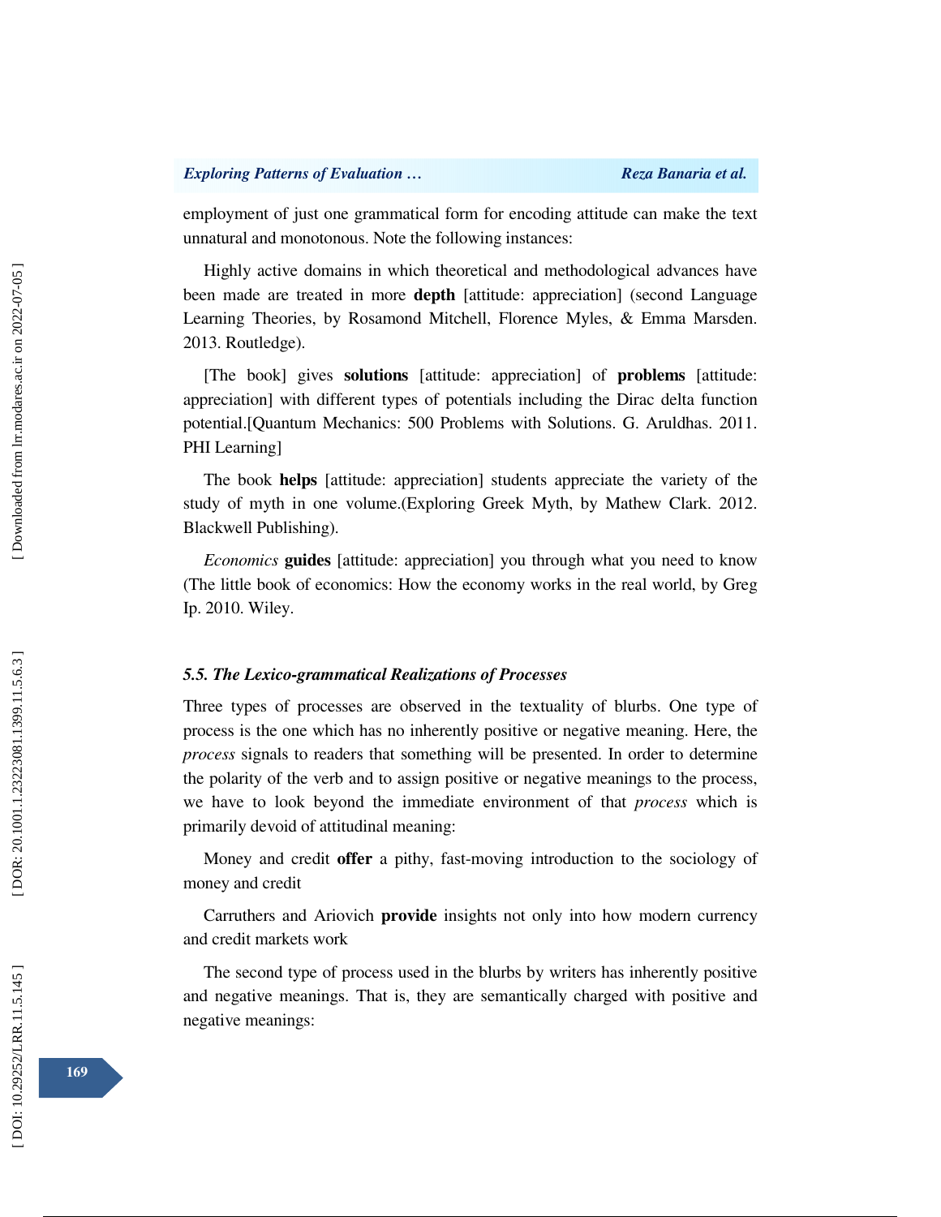employment of just one grammatical form for encoding attitude can make the text unnatural and monotonous. Note the following instances:

Highly active domains in which theoretical and methodological advances have been made are treated in more **depth** [attitude: appreciation] (second Language Learning Theories, by Rosamond Mitchell, Florence Myles, & Emma Marsden. 2013. Routledge).

[The book] gives **solutions** [attitude: appreciation] of **problems** [attitude: appreciation] with different types of potentials including the Dirac delta function potential.[Quantum Mechanics: 500 Problems with Solutions. G. Aruldhas. 2011. PHI Learning]

The book **helps** [attitude: appreciation] students appreciate the variety of the study of myth in one volume.(Exploring Greek Myth, by Mathew Clark. 2012. Blackwell Publishing).

*Economics* **guides** [attitude: appreciation] you through what you need to know (The little book of economics: How the economy works in the real world, by Greg Ip. 2010. Wiley.

### *5.5. The Lexico-grammatical Realizations of Processes*

Three types of processes are observed in the textuality of blurbs. One type of process is the one which has no inherently positive or negative meaning. Here, the *process* signals to readers that something will be presented. In order to determine the polarity of the verb and to assign positive or negative meanings to the process, we have to look beyond the immediate environment of that *process* which is primarily devoid of attitudinal meaning:

Money and credit **offer** a pithy, fast-moving introduction to the sociology of money and credit

Carruthers and Ariovich **provide** insights not only into how modern currency and credit markets work

The second type of process used in the blurbs by writers has inherently positive and negative meanings. That is, they are semantically charged with positive and negative meanings: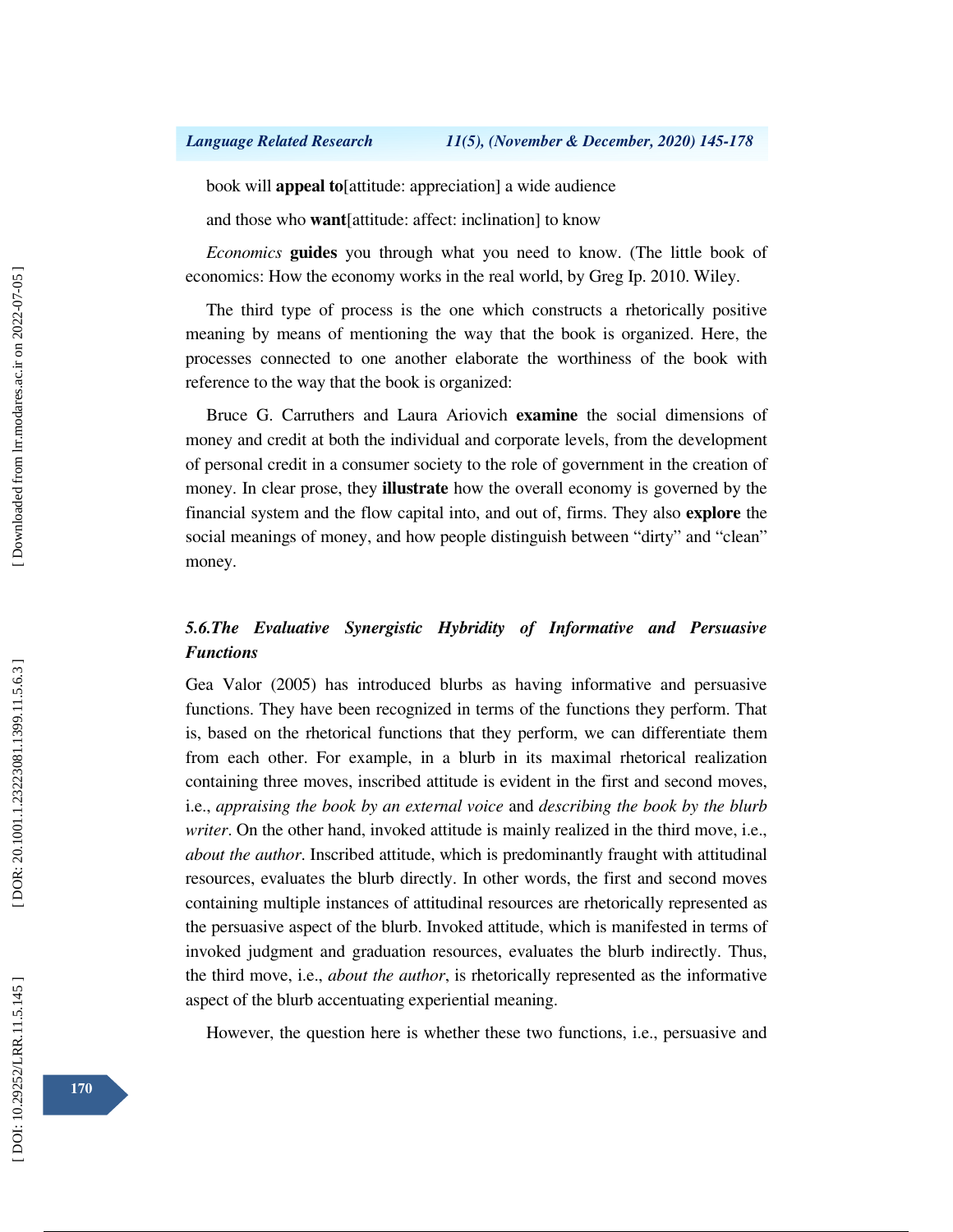book will **appeal to**[attitude: appreciation] a wide audience

and those who **want**[attitude: affect: inclination] to know

*Economics* **guides** you through what you need to know. (The little book of economics: How the economy works in the real world, by Greg Ip. 2010. Wiley.

The third type of process is the one which constructs a rhetorically positive meaning by means of mentioning the way that the book is organized. Here, the processes connected to one another elaborate the worthiness of the book with reference to the way that the book is organized:

Bruce G. Carruthers and Laura Ariovich **examine** the social dimensions of money and credit at both the individual and corporate levels, from the development of personal credit in a consumer society to the role of government in the creation of money. In clear prose, they **illustrate** how the overall economy is governed by the financial system and the flow capital into, and out of, firms. They also **explore** the social meanings of money, and how people distinguish between "dirty" and "clean" money.

### *5.6.The Evaluative Synergistic Hybridity of Informative and Persuasive Functions*

Gea Valor (2005) has introduced blurbs as having informative and persuasive functions. They have been recognized in terms of the functions they perform. That is, based on the rhetorical functions that they perform, we can differentiate them from each other. For example, in a blurb in its maximal rhetorical realization containing three moves, inscribed attitude is evident in the first and second moves, i.e., *appraising the book by an external voice* and *describing the book by the blurb writer*. On the other hand, invoked attitude is mainly realized in the third move, i.e., *about the author*. Inscribed attitude, which is predominantly fraught with attitudinal resources, evaluates the blurb directly. In other words, the first and second moves containing multiple instances of attitudinal resources are rhetorically represented as the persuasive aspect of the blurb. Invoked attitude, which is manifested in terms of invoked judgment and graduation resources, evaluates the blurb indirectly. Thus, the third move, i.e., *about the author*, is rhetorically represented as the informative aspect of the blurb accentuating experiential meaning.

However, the question here is whether these two functions, i.e., persuasive and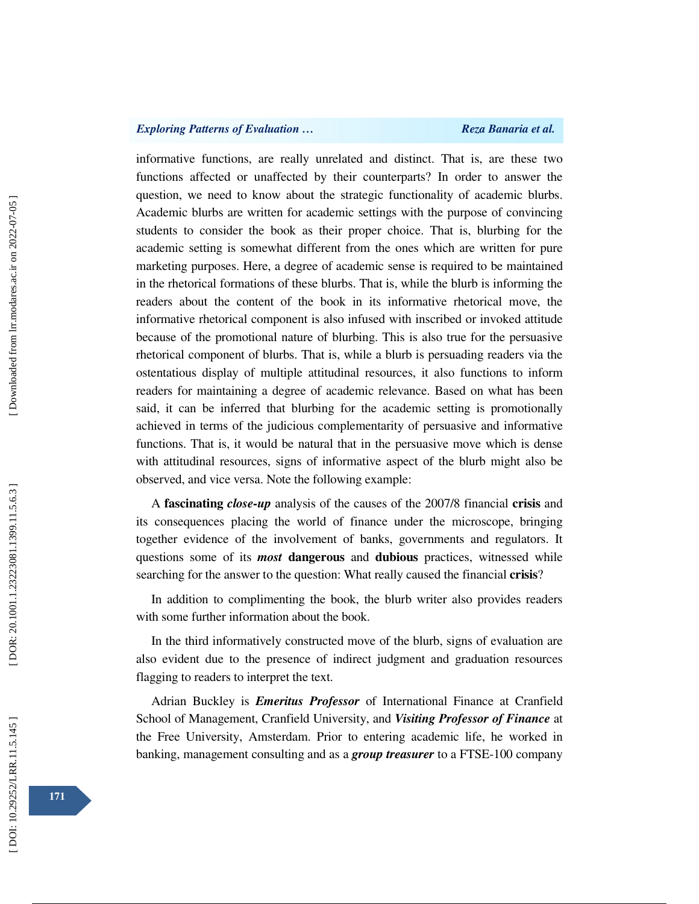informative functions, are really unrelated and distinct. That is, are these two functions affected or unaffected by their counterparts? In order to answer the question, we need to know about the strategic functionality of academic blurbs. Academic blurbs are written for academic settings with the purpose of convincing students to consider the book as their proper choice. That is, blurbing for the academic setting is somewhat different from the ones which are written for pure marketing purposes. Here, a degree of academic sense is required to be maintained in the rhetorical formations of these blurbs. That is, while the blurb is informing the readers about the content of the book in its informative rhetorical move, the informative rhetorical component is also infused with inscribed or invoked attitude because of the promotional nature of blurbing. This is also true for the persuasive rhetorical component of blurbs. That is, while a blurb is persuading readers via the ostentatious display of multiple attitudinal resources, it also functions to inform readers for maintaining a degree of academic relevance. Based on what has been said, it can be inferred that blurbing for the academic setting is promotionally achieved in terms of the judicious complementarity of persuasive and informative functions. That is, it would be natural that in the persuasive move which is dense with attitudinal resources, signs of informative aspect of the blurb might also be observed, and vice versa. Note the following example:

A **fascinating** ***close-up*** analysis of the causes of the 2007/8 financial **crisis** and its consequences placing the world of finance under the microscope, bringing together evidence of the involvement of banks, governments and regulators. It questions some of its ***most*** **dangerous** and **dubious** practices, witnessed while searching for the answer to the question: What really caused the financial **crisis**?

In addition to complimenting the book, the blurb writer also provides readers with some further information about the book.

In the third informatively constructed move of the blurb, signs of evaluation are also evident due to the presence of indirect judgment and graduation resources flagging to readers to interpret the text.

Adrian Buckley is ***Emeritus Professor*** of International Finance at Cranfield School of Management, Cranfield University, and ***Visiting Professor of Finance*** at the Free University, Amsterdam. Prior to entering academic life, he worked in banking, management consulting and as a ***group treasurer*** to a FTSE-100 company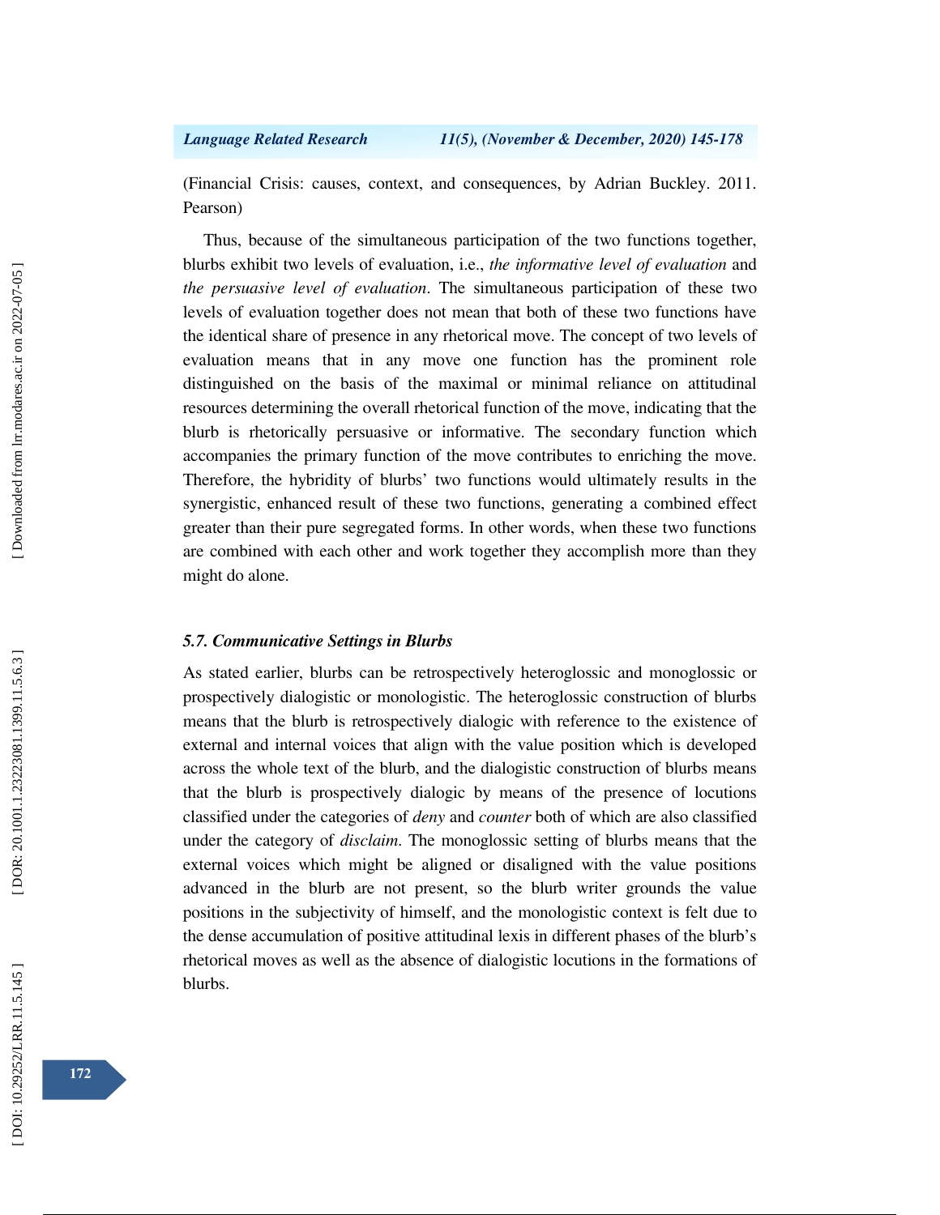(Financial Crisis: causes, context, and consequences, by Adrian Buckley. 2011. Pearson)

Thus, because of the simultaneous participation of the two functions together, blurbs exhibit two levels of evaluation, i.e., *the informative level of evaluation* and *the persuasive level of evaluation*. The simultaneous participation of these two levels of evaluation together does not mean that both of these two functions have the identical share of presence in any rhetorical move. The concept of two levels of evaluation means that in any move one function has the prominent role distinguished on the basis of the maximal or minimal reliance on attitudinal resources determining the overall rhetorical function of the move, indicating that the blurb is rhetorically persuasive or informative. The secondary function which accompanies the primary function of the move contributes to enriching the move. Therefore, the hybridity of blurbs' two functions would ultimately results in the synergistic, enhanced result of these two functions, generating a combined effect greater than their pure segregated forms. In other words, when these two functions are combined with each other and work together they accomplish more than they might do alone.

### *5.7. Communicative Settings in Blurbs*

As stated earlier, blurbs can be retrospectively heteroglossic and monoglossic or prospectively dialogistic or monologistic. The heteroglossic construction of blurbs means that the blurb is retrospectively dialogic with reference to the existence of external and internal voices that align with the value position which is developed across the whole text of the blurb, and the dialogistic construction of blurbs means that the blurb is prospectively dialogic by means of the presence of locutions classified under the categories of *deny* and *counter* both of which are also classified under the category of *disclaim*. The monoglossic setting of blurbs means that the external voices which might be aligned or disaligned with the value positions advanced in the blurb are not present, so the blurb writer grounds the value positions in the subjectivity of himself, and the monologistic context is felt due to the dense accumulation of positive attitudinal lexis in different phases of the blurb's rhetorical moves as well as the absence of dialogistic locutions in the formations of blurbs.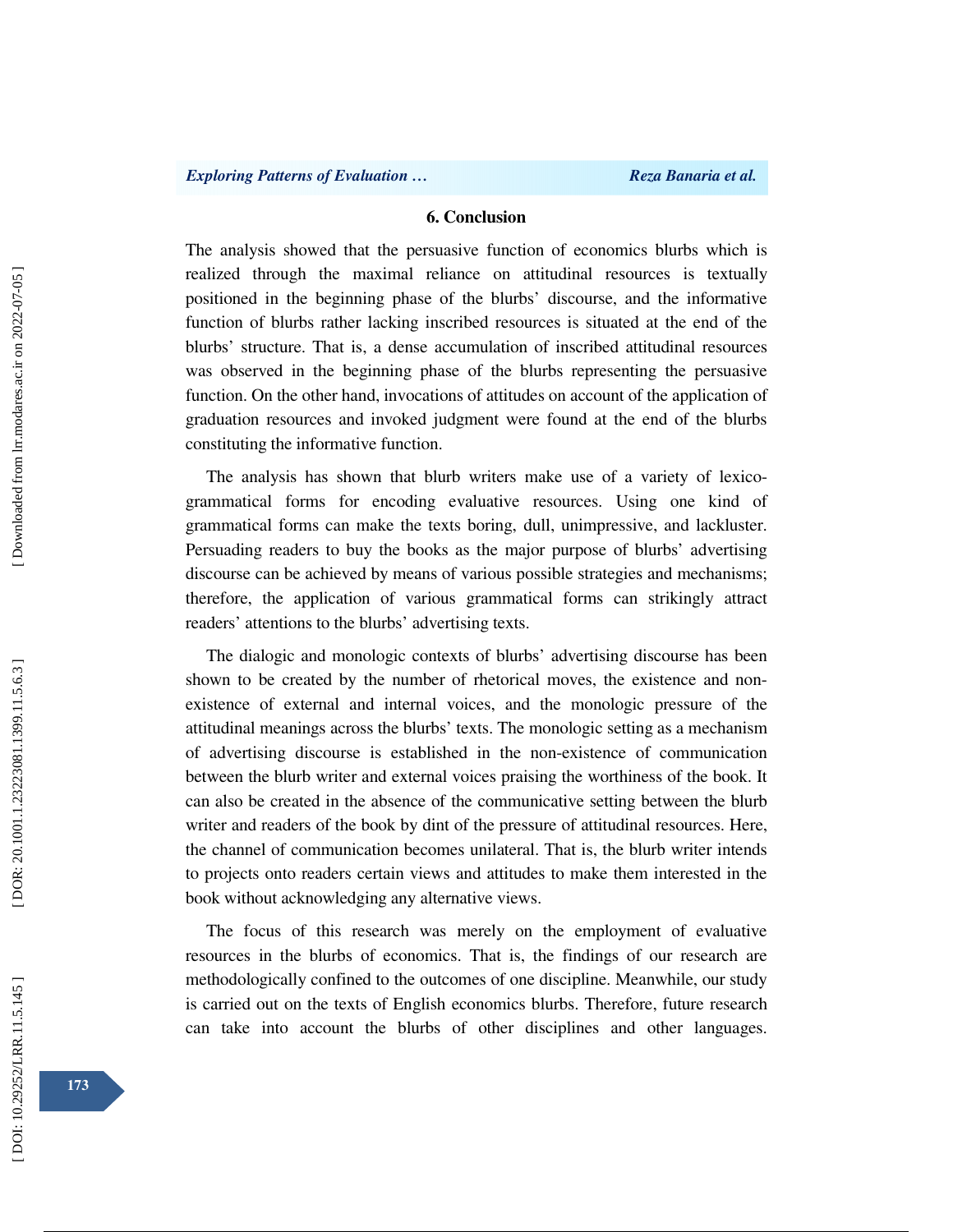## 6. Conclusion

The analysis showed that the persuasive function of economics blurbs which is realized through the maximal reliance on attitudinal resources is textually positioned in the beginning phase of the blurbs' discourse, and the informative function of blurbs rather lacking inscribed resources is situated at the end of the blurbs' structure. That is, a dense accumulation of inscribed attitudinal resources was observed in the beginning phase of the blurbs representing the persuasive function. On the other hand, invocations of attitudes on account of the application of graduation resources and invoked judgment were found at the end of the blurbs constituting the informative function.

The analysis has shown that blurb writers make use of a variety of lexico-grammatical forms for encoding evaluative resources. Using one kind of grammatical forms can make the texts boring, dull, unimpressive, and lackluster. Persuading readers to buy the books as the major purpose of blurbs' advertising discourse can be achieved by means of various possible strategies and mechanisms; therefore, the application of various grammatical forms can strikingly attract readers' attentions to the blurbs' advertising texts.

The dialogic and monologic contexts of blurbs' advertising discourse has been shown to be created by the number of rhetorical moves, the existence and non-existence of external and internal voices, and the monologic pressure of the attitudinal meanings across the blurbs' texts. The monologic setting as a mechanism of advertising discourse is established in the non-existence of communication between the blurb writer and external voices praising the worthiness of the book. It can also be created in the absence of the communicative setting between the blurb writer and readers of the book by dint of the pressure of attitudinal resources. Here, the channel of communication becomes unilateral. That is, the blurb writer intends to projects onto readers certain views and attitudes to make them interested in the book without acknowledging any alternative views.

The focus of this research was merely on the employment of evaluative resources in the blurbs of economics. That is, the findings of our research are methodologically confined to the outcomes of one discipline. Meanwhile, our study is carried out on the texts of English economics blurbs. Therefore, future research can take into account the blurbs of other disciplines and other languages.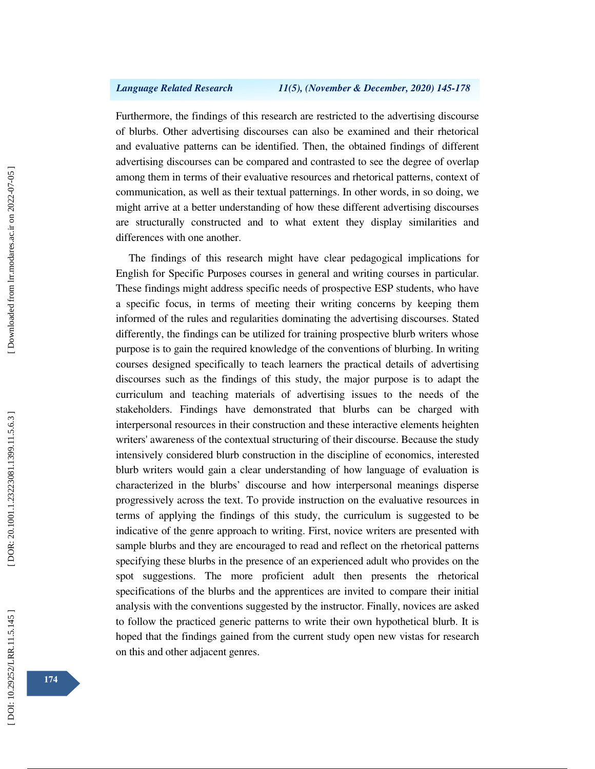Furthermore, the findings of this research are restricted to the advertising discourse of blurbs. Other advertising discourses can also be examined and their rhetorical and evaluative patterns can be identified. Then, the obtained findings of different advertising discourses can be compared and contrasted to see the degree of overlap among them in terms of their evaluative resources and rhetorical patterns, context of communication, as well as their textual patternings. In other words, in so doing, we might arrive at a better understanding of how these different advertising discourses are structurally constructed and to what extent they display similarities and differences with one another.

The findings of this research might have clear pedagogical implications for English for Specific Purposes courses in general and writing courses in particular. These findings might address specific needs of prospective ESP students, who have a specific focus, in terms of meeting their writing concerns by keeping them informed of the rules and regularities dominating the advertising discourses. Stated differently, the findings can be utilized for training prospective blurb writers whose purpose is to gain the required knowledge of the conventions of blurbing. In writing courses designed specifically to teach learners the practical details of advertising discourses such as the findings of this study, the major purpose is to adapt the curriculum and teaching materials of advertising issues to the needs of the stakeholders. Findings have demonstrated that blurbs can be charged with interpersonal resources in their construction and these interactive elements heighten writers' awareness of the contextual structuring of their discourse. Because the study intensively considered blurb construction in the discipline of economics, interested blurb writers would gain a clear understanding of how language of evaluation is characterized in the blurbs' discourse and how interpersonal meanings disperse progressively across the text. To provide instruction on the evaluative resources in terms of applying the findings of this study, the curriculum is suggested to be indicative of the genre approach to writing. First, novice writers are presented with sample blurbs and they are encouraged to read and reflect on the rhetorical patterns specifying these blurbs in the presence of an experienced adult who provides on the spot suggestions. The more proficient adult then presents the rhetorical specifications of the blurbs and the apprentices are invited to compare their initial analysis with the conventions suggested by the instructor. Finally, novices are asked to follow the practiced generic patterns to write their own hypothetical blurb. It is hoped that the findings gained from the current study open new vistas for research on this and other adjacent genres.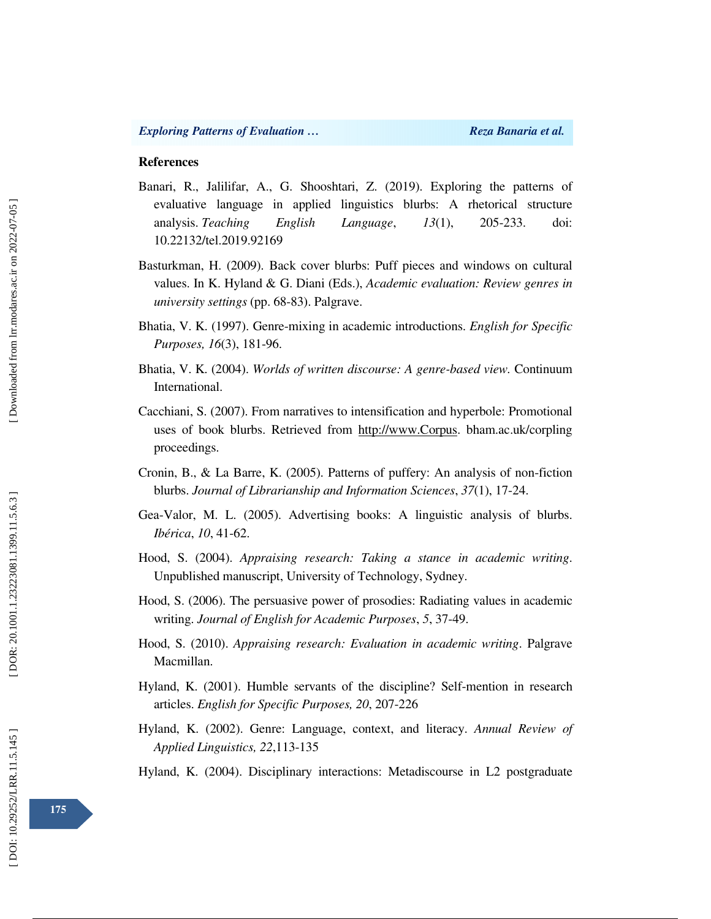## References

Banari, R., Jalilifar, A., G. Shooshtari, Z. (2019). Exploring the patterns of evaluative language in applied linguistics blurbs: A rhetorical structure analysis. *Teaching English Language*, *13*(1), 205-233. doi: 10.22132/tel.2019.92169

Basturkman, H. (2009). Back cover blurbs: Puff pieces and windows on cultural values. In K. Hyland & G. Diani (Eds.), *Academic evaluation: Review genres in university settings* (pp. 68-83). Palgrave.

Bhatia, V. K. (1997). Genre-mixing in academic introductions. *English for Specific Purposes, 16*(3), 181-96.

Bhatia, V. K. (2004). *Worlds of written discourse: A genre-based view*. Continuum International.

Cacchiani, S. (2007). From narratives to intensification and hyperbole: Promotional uses of book blurbs. Retrieved from http://www.Corpus. bham.ac.uk/corpling proceedings.

Cronin, B., & La Barre, K. (2005). Patterns of puffery: An analysis of non-fiction blurbs. *Journal of Librarianship and Information Sciences*, *37*(1), 17-24.

Gea-Valor, M. L. (2005). Advertising books: A linguistic analysis of blurbs. *Ibérica*, *10*, 41-62.

Hood, S. (2004). *Appraising research: Taking a stance in academic writing*. Unpublished manuscript, University of Technology, Sydney.

Hood, S. (2006). The persuasive power of prosodies: Radiating values in academic writing. *Journal of English for Academic Purposes*, *5*, 37-49.

Hood, S. (2010). *Appraising research: Evaluation in academic writing*. Palgrave Macmillan.

Hyland, K. (2001). Humble servants of the discipline? Self-mention in research articles. *English for Specific Purposes, 20*, 207-226

Hyland, K. (2002). Genre: Language, context, and literacy. *Annual Review of Applied Linguistics, 22*,113-135

Hyland, K. (2004). Disciplinary interactions: Metadiscourse in L2 postgraduate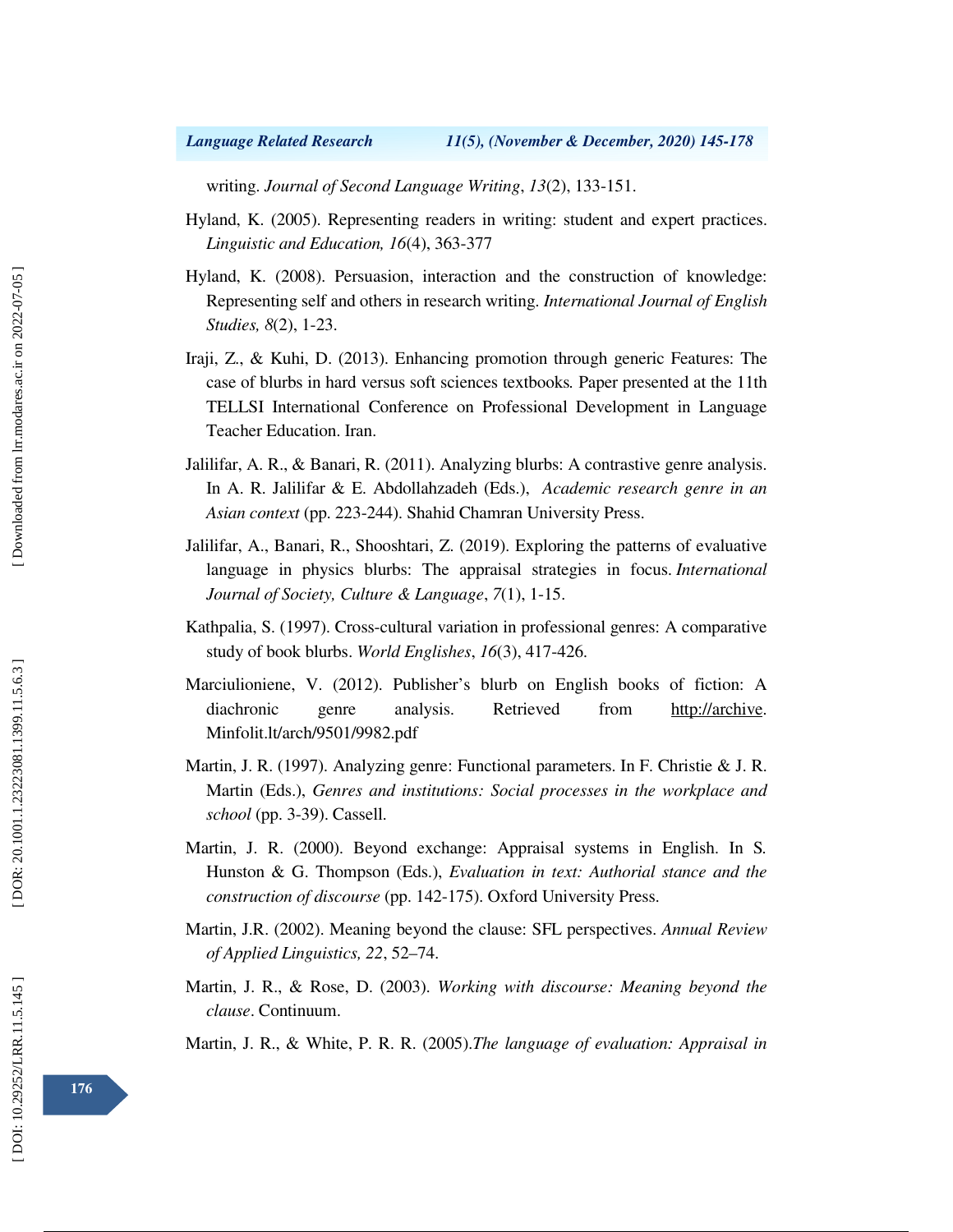writing. *Journal of Second Language Writing*, *13*(2), 133-151.

Hyland, K. (2005). Representing readers in writing: student and expert practices. *Linguistic and Education, 16*(4), 363-377

Hyland, K. (2008). Persuasion, interaction and the construction of knowledge: Representing self and others in research writing. *International Journal of English Studies, 8*(2), 1-23.

Iraji, Z., & Kuhi, D. (2013). Enhancing promotion through generic Features: The case of blurbs in hard versus soft sciences textbooks*.* Paper presented at the 11th TELLSI International Conference on Professional Development in Language Teacher Education. Iran.

Jalilifar, A. R., & Banari, R. (2011). Analyzing blurbs: A contrastive genre analysis. In A. R. Jalilifar & E. Abdollahzadeh (Eds.), *Academic research genre in an Asian context* (pp. 223-244). Shahid Chamran University Press.

Jalilifar, A., Banari, R., Shooshtari, Z. (2019). Exploring the patterns of evaluative language in physics blurbs: The appraisal strategies in focus. *International Journal of Society, Culture & Language*, *7*(1), 1-15.

Kathpalia, S. (1997). Cross-cultural variation in professional genres: A comparative study of book blurbs. *World Englishes*, *16*(3), 417-426.

Marciulioniene, V. (2012). Publisher's blurb on English books of fiction: A diachronic genre analysis. Retrieved from http://archive. Minfolit.lt/arch/9501/9982.pdf

Martin, J. R. (1997). Analyzing genre: Functional parameters. In F. Christie & J. R. Martin (Eds.), *Genres and institutions: Social processes in the workplace and school* (pp. 3-39). Cassell.

Martin, J. R. (2000). Beyond exchange: Appraisal systems in English. In S. Hunston & G. Thompson (Eds.), *Evaluation in text: Authorial stance and the construction of discourse* (pp. 142-175). Oxford University Press.

Martin, J.R. (2002). Meaning beyond the clause: SFL perspectives. *Annual Review of Applied Linguistics, 22*, 52–74.

Martin, J. R., & Rose, D. (2003). *Working with discourse: Meaning beyond the clause*. Continuum.

Martin, J. R., & White, P. R. R. (2005).*The language of evaluation: Appraisal in*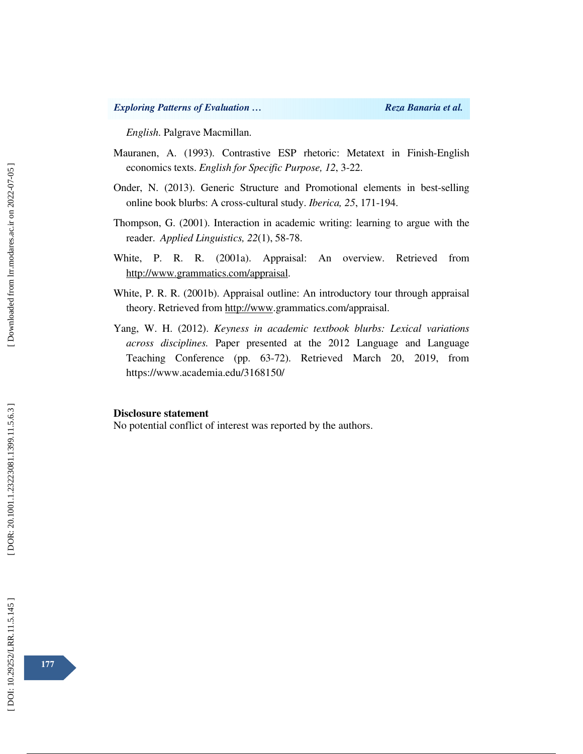*English*. Palgrave Macmillan.

Mauranen, A. (1993). Contrastive ESP rhetoric: Metatext in Finish-English economics texts. *English for Specific Purpose, 12*, 3-22.

Onder, N. (2013). Generic Structure and Promotional elements in best-selling online book blurbs: A cross-cultural study. *Iberica, 25*, 171-194.

Thompson, G. (2001). Interaction in academic writing: learning to argue with the reader. *Applied Linguistics, 22*(1), 58-78.

White, P. R. R. (2001a). Appraisal: An overview. Retrieved from http://www.grammatics.com/appraisal.

White, P. R. R. (2001b). Appraisal outline: An introductory tour through appraisal theory. Retrieved from http://www.grammatics.com/appraisal.

Yang, W. H. (2012). *Keyness in academic textbook blurbs: Lexical variations across disciplines.* Paper presented at the 2012 Language and Language Teaching Conference (pp. 63-72). Retrieved March 20, 2019, from https://www.academia.edu/3168150/

**Disclosure statement**

No potential conflict of interest was reported by the authors.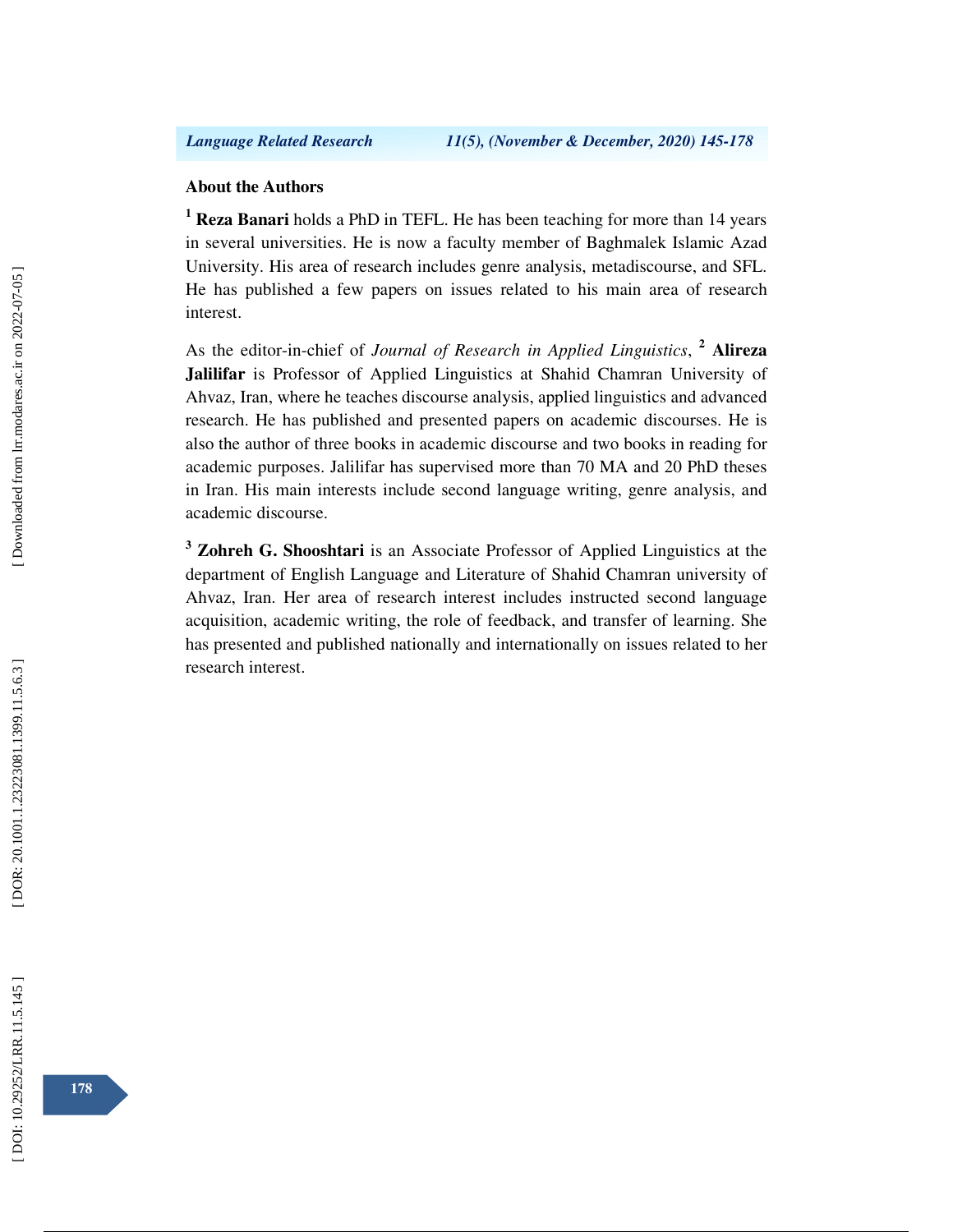## About the Authors

[1] **Reza Banari** holds a PhD in TEFL. He has been teaching for more than 14 years in several universities. He is now a faculty member of Baghmalek Islamic Azad University. His area of research includes genre analysis, metadiscourse, and SFL. He has published a few papers on issues related to his main area of research interest.

As the editor-in-chief of *Journal of Research in Applied Linguistics*, [2] **Alireza Jalilifar** is Professor of Applied Linguistics at Shahid Chamran University of Ahvaz, Iran, where he teaches discourse analysis, applied linguistics and advanced research. He has published and presented papers on academic discourses. He is also the author of three books in academic discourse and two books in reading for academic purposes. Jalilifar has supervised more than 70 MA and 20 PhD theses in Iran. His main interests include second language writing, genre analysis, and academic discourse.

[3] **Zohreh G. Shooshtari** is an Associate Professor of Applied Linguistics at the department of English Language and Literature of Shahid Chamran university of Ahvaz, Iran. Her area of research interest includes instructed second language acquisition, academic writing, the role of feedback, and transfer of learning. She has presented and published nationally and internationally on issues related to her research interest.